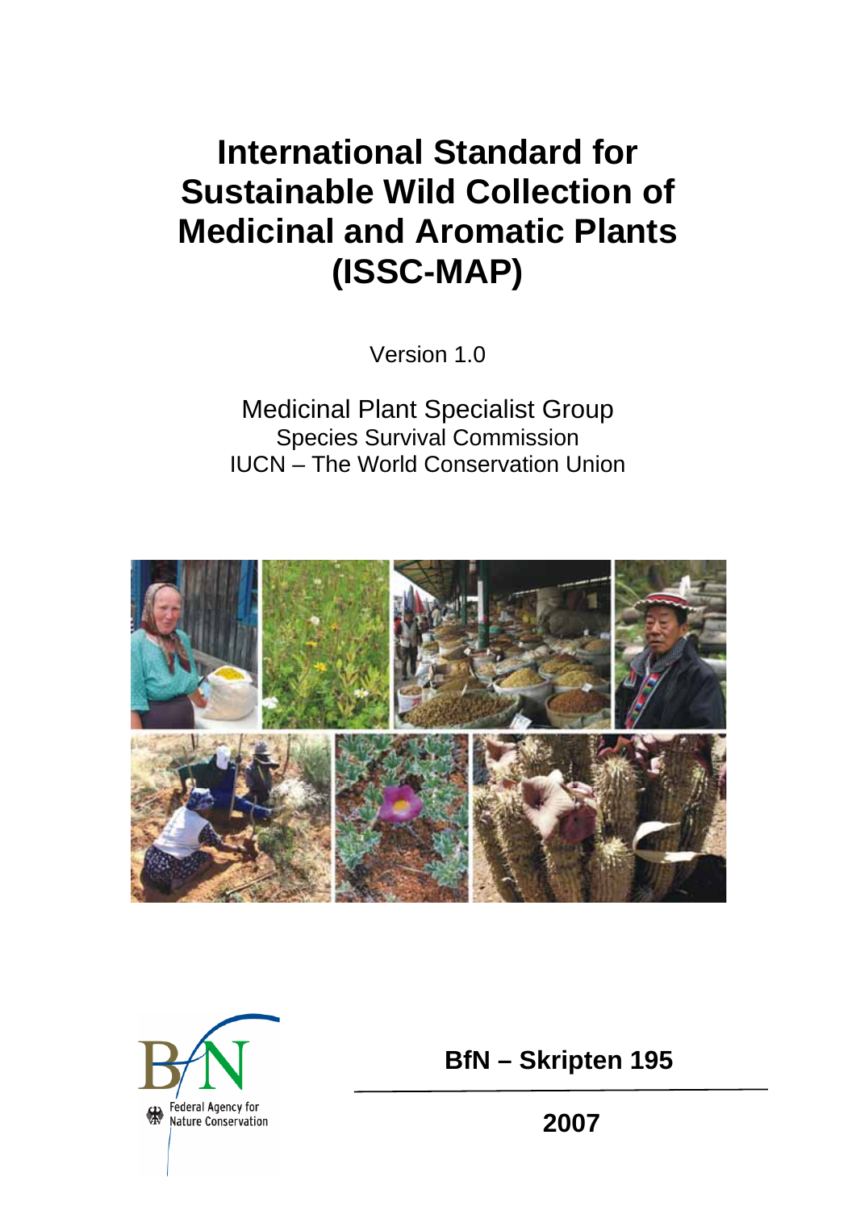# International Standard for Sustainable Wild Collection of Medicinal and Aromatic Plants (ISSC-MAP)

Version 1.0

Medicinal Plant Specialist Group
Species Survival Commission
IUCN – The World Conservation Union

Federal Agency for Nature Conservation

**BfN – Skripten 195**

**2007**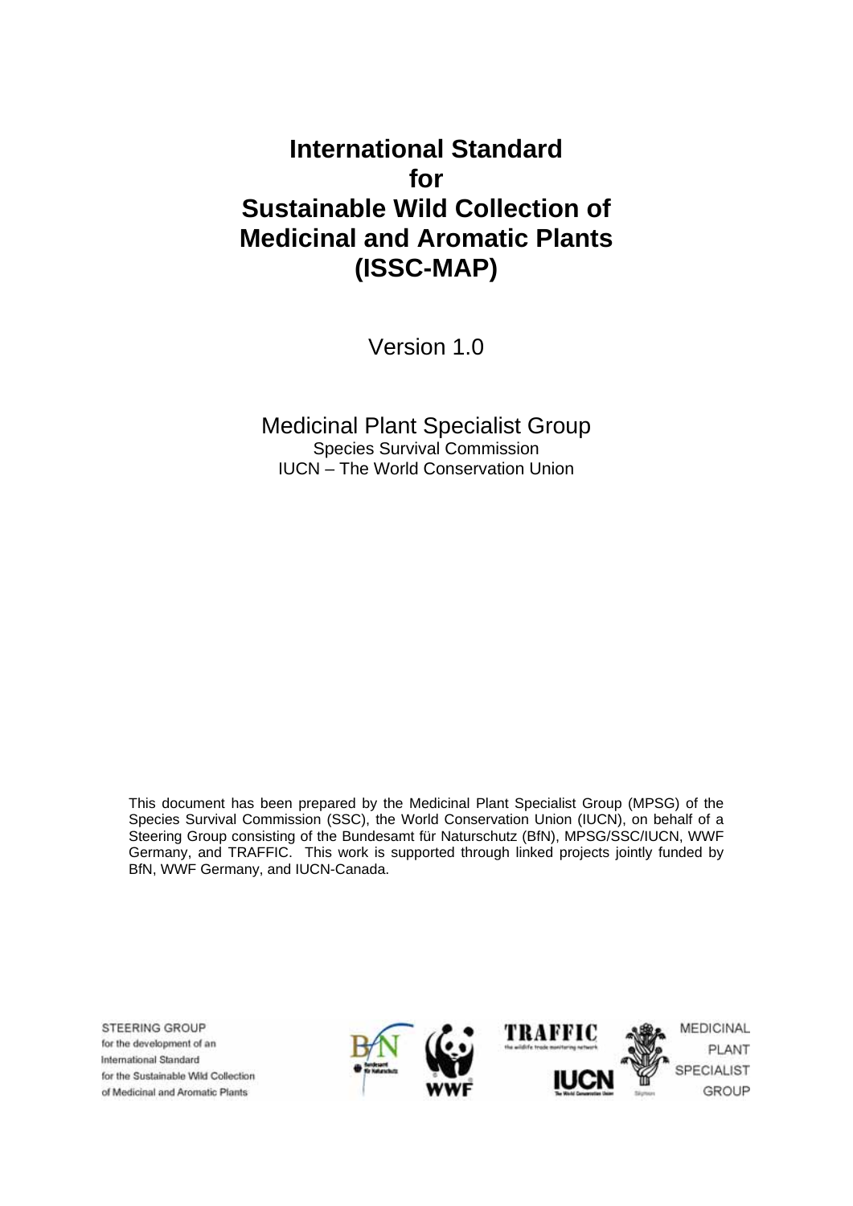# International Standard for Sustainable Wild Collection of Medicinal and Aromatic Plants (ISSC-MAP)

Version 1.0

Medicinal Plant Specialist Group
Species Survival Commission
IUCN – The World Conservation Union

This document has been prepared by the Medicinal Plant Specialist Group (MPSG) of the Species Survival Commission (SSC), the World Conservation Union (IUCN), on behalf of a Steering Group consisting of the Bundesamt für Naturschutz (BfN), MPSG/SSC/IUCN, WWF Germany, and TRAFFIC. This work is supported through linked projects jointly funded by BfN, WWF Germany, and IUCN-Canada.

STEERING GROUP
for the development of an
International Standard
for the Sustainable Wild Collection
of Medicinal and Aromatic Plants

MEDICINAL
PLANT
SPECIALIST
GROUP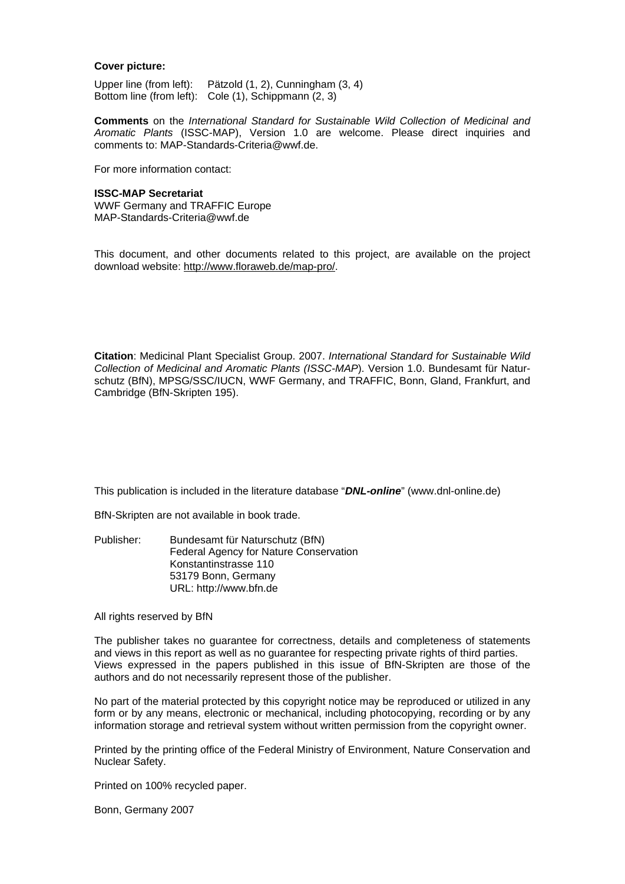**Cover picture:**

Upper line (from left): Pätzold (1, 2), Cunningham (3, 4)
Bottom line (from left): Cole (1), Schippmann (2, 3)

**Comments** on the *International Standard for Sustainable Wild Collection of Medicinal and Aromatic Plants* (ISSC-MAP), Version 1.0 are welcome. Please direct inquiries and comments to: MAP-Standards-Criteria@wwf.de.

For more information contact:

**ISSC-MAP Secretariat**
WWF Germany and TRAFFIC Europe
MAP-Standards-Criteria@wwf.de

This document, and other documents related to this project, are available on the project download website: http://www.floraweb.de/map-pro/.

**Citation**: Medicinal Plant Specialist Group. 2007. *International Standard for Sustainable Wild Collection of Medicinal and Aromatic Plants (ISSC-MAP*). Version 1.0. Bundesamt für Naturschutz (BfN), MPSG/SSC/IUCN, WWF Germany, and TRAFFIC, Bonn, Gland, Frankfurt, and Cambridge (BfN-Skripten 195).

This publication is included in the literature database "***DNL-online***" (www.dnl-online.de)

BfN-Skripten are not available in book trade.

Publisher: Bundesamt für Naturschutz (BfN)
Federal Agency for Nature Conservation
Konstantinstrasse 110
53179 Bonn, Germany
URL: http://www.bfn.de

All rights reserved by BfN

The publisher takes no guarantee for correctness, details and completeness of statements and views in this report as well as no guarantee for respecting private rights of third parties. Views expressed in the papers published in this issue of BfN-Skripten are those of the authors and do not necessarily represent those of the publisher.

No part of the material protected by this copyright notice may be reproduced or utilized in any form or by any means, electronic or mechanical, including photocopying, recording or by any information storage and retrieval system without written permission from the copyright owner.

Printed by the printing office of the Federal Ministry of Environment, Nature Conservation and Nuclear Safety.

Printed on 100% recycled paper.

Bonn, Germany 2007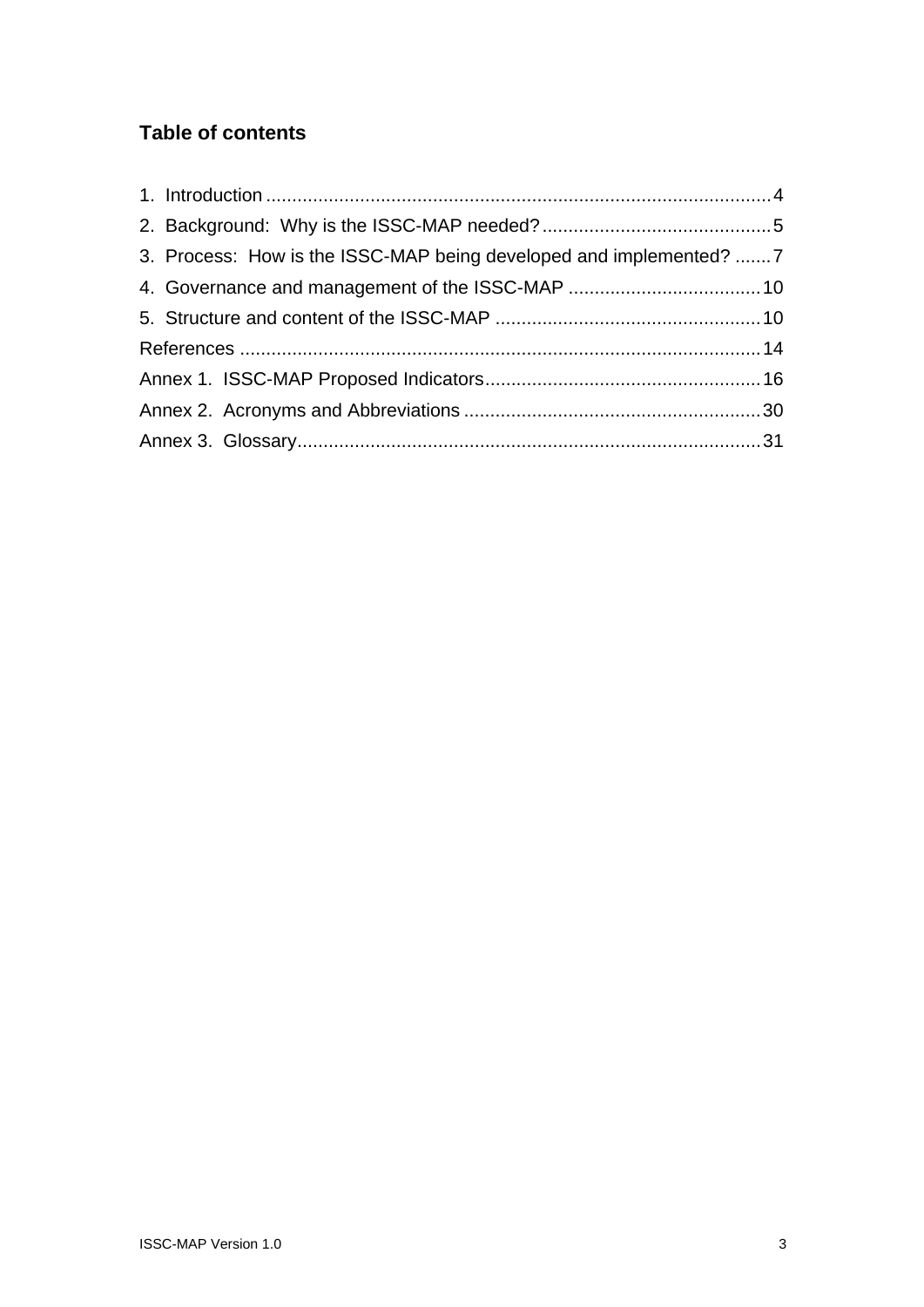## Table of contents

1. Introduction ................................................................................................4
2. Background: Why is the ISSC-MAP needed? ...........................................5
3. Process: How is the ISSC-MAP being developed and implemented? .......7
4. Governance and management of the ISSC-MAP .....................................10
5. Structure and content of the ISSC-MAP ..................................................10

References ...................................................................................................14

Annex 1. ISSC-MAP Proposed Indicators....................................................16

Annex 2. Acronyms and Abbreviations ........................................................30

Annex 3. Glossary........................................................................................31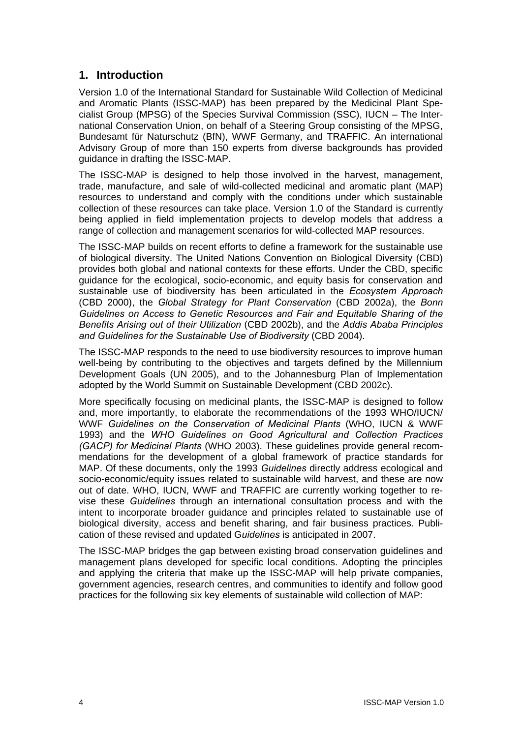## 1. Introduction

Version 1.0 of the International Standard for Sustainable Wild Collection of Medicinal and Aromatic Plants (ISSC-MAP) has been prepared by the Medicinal Plant Specialist Group (MPSG) of the Species Survival Commission (SSC), IUCN – The International Conservation Union, on behalf of a Steering Group consisting of the MPSG, Bundesamt für Naturschutz (BfN), WWF Germany, and TRAFFIC. An international Advisory Group of more than 150 experts from diverse backgrounds has provided guidance in drafting the ISSC-MAP.

The ISSC-MAP is designed to help those involved in the harvest, management, trade, manufacture, and sale of wild-collected medicinal and aromatic plant (MAP) resources to understand and comply with the conditions under which sustainable collection of these resources can take place. Version 1.0 of the Standard is currently being applied in field implementation projects to develop models that address a range of collection and management scenarios for wild-collected MAP resources.

The ISSC-MAP builds on recent efforts to define a framework for the sustainable use of biological diversity. The United Nations Convention on Biological Diversity (CBD) provides both global and national contexts for these efforts. Under the CBD, specific guidance for the ecological, socio-economic, and equity basis for conservation and sustainable use of biodiversity has been articulated in the *Ecosystem Approach* (CBD 2000), the *Global Strategy for Plant Conservation* (CBD 2002a), the *Bonn Guidelines on Access to Genetic Resources and Fair and Equitable Sharing of the Benefits Arising out of their Utilization* (CBD 2002b), and the *Addis Ababa Principles and Guidelines for the Sustainable Use of Biodiversity* (CBD 2004).

The ISSC-MAP responds to the need to use biodiversity resources to improve human well-being by contributing to the objectives and targets defined by the Millennium Development Goals (UN 2005), and to the Johannesburg Plan of Implementation adopted by the World Summit on Sustainable Development (CBD 2002c).

More specifically focusing on medicinal plants, the ISSC-MAP is designed to follow and, more importantly, to elaborate the recommendations of the 1993 WHO/IUCN/WWF *Guidelines on the Conservation of Medicinal Plants* (WHO, IUCN & WWF 1993) and the *WHO Guidelines on Good Agricultural and Collection Practices (GACP) for Medicinal Plants* (WHO 2003). These guidelines provide general recommendations for the development of a global framework of practice standards for MAP. Of these documents, only the 1993 *Guidelines* directly address ecological and socio-economic/equity issues related to sustainable wild harvest, and these are now out of date. WHO, IUCN, WWF and TRAFFIC are currently working together to revise these *Guidelines* through an international consultation process and with the intent to incorporate broader guidance and principles related to sustainable use of biological diversity, access and benefit sharing, and fair business practices. Publication of these revised and updated G*uidelines* is anticipated in 2007.

The ISSC-MAP bridges the gap between existing broad conservation guidelines and management plans developed for specific local conditions. Adopting the principles and applying the criteria that make up the ISSC-MAP will help private companies, government agencies, research centres, and communities to identify and follow good practices for the following six key elements of sustainable wild collection of MAP: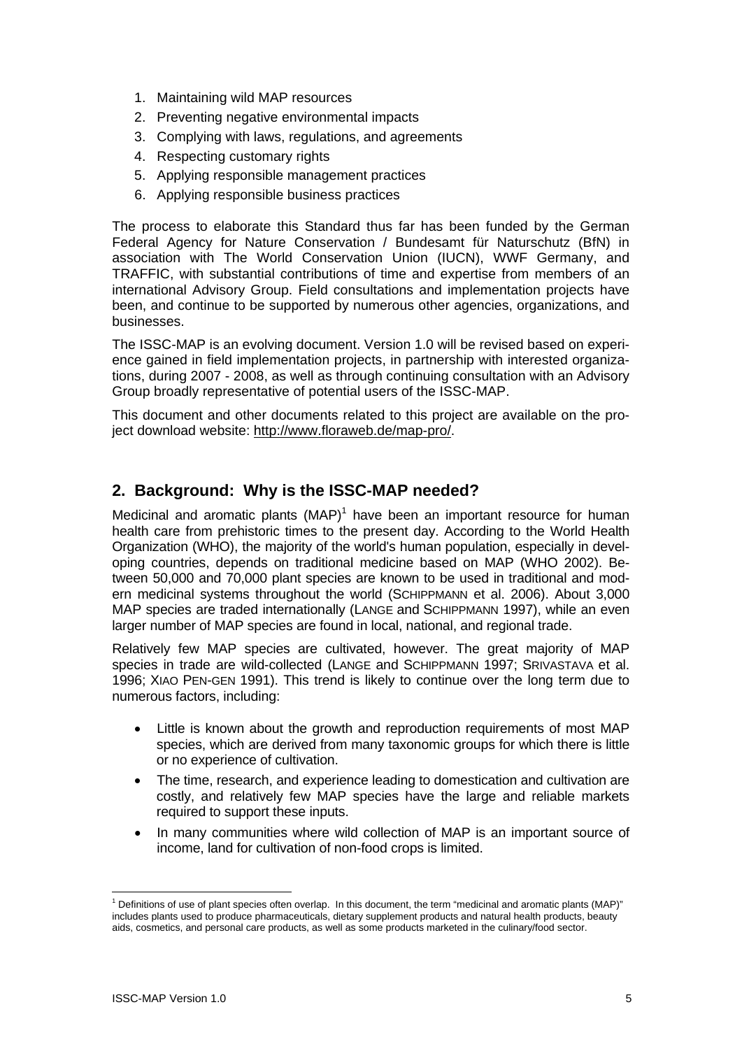1. Maintaining wild MAP resources
2. Preventing negative environmental impacts
3. Complying with laws, regulations, and agreements
4. Respecting customary rights
5. Applying responsible management practices
6. Applying responsible business practices

The process to elaborate this Standard thus far has been funded by the German Federal Agency for Nature Conservation / Bundesamt für Naturschutz (BfN) in association with The World Conservation Union (IUCN), WWF Germany, and TRAFFIC, with substantial contributions of time and expertise from members of an international Advisory Group. Field consultations and implementation projects have been, and continue to be supported by numerous other agencies, organizations, and businesses.

The ISSC-MAP is an evolving document. Version 1.0 will be revised based on experience gained in field implementation projects, in partnership with interested organizations, during 2007 - 2008, as well as through continuing consultation with an Advisory Group broadly representative of potential users of the ISSC-MAP.

This document and other documents related to this project are available on the project download website: http://www.floraweb.de/map-pro/.

## 2. Background: Why is the ISSC-MAP needed?

Medicinal and aromatic plants (MAP)[1] have been an important resource for human health care from prehistoric times to the present day. According to the World Health Organization (WHO), the majority of the world's human population, especially in developing countries, depends on traditional medicine based on MAP (WHO 2002). Between 50,000 and 70,000 plant species are known to be used in traditional and modern medicinal systems throughout the world (SCHIPPMANN et al. 2006). About 3,000 MAP species are traded internationally (LANGE and SCHIPPMANN 1997), while an even larger number of MAP species are found in local, national, and regional trade.

Relatively few MAP species are cultivated, however. The great majority of MAP species in trade are wild-collected (LANGE and SCHIPPMANN 1997; SRIVASTAVA et al. 1996; XIAO PEN-GEN 1991). This trend is likely to continue over the long term due to numerous factors, including:

- Little is known about the growth and reproduction requirements of most MAP species, which are derived from many taxonomic groups for which there is little or no experience of cultivation.
- The time, research, and experience leading to domestication and cultivation are costly, and relatively few MAP species have the large and reliable markets required to support these inputs.
- In many communities where wild collection of MAP is an important source of income, land for cultivation of non-food crops is limited.

[1] Definitions of use of plant species often overlap. In this document, the term "medicinal and aromatic plants (MAP)" includes plants used to produce pharmaceuticals, dietary supplement products and natural health products, beauty aids, cosmetics, and personal care products, as well as some products marketed in the culinary/food sector.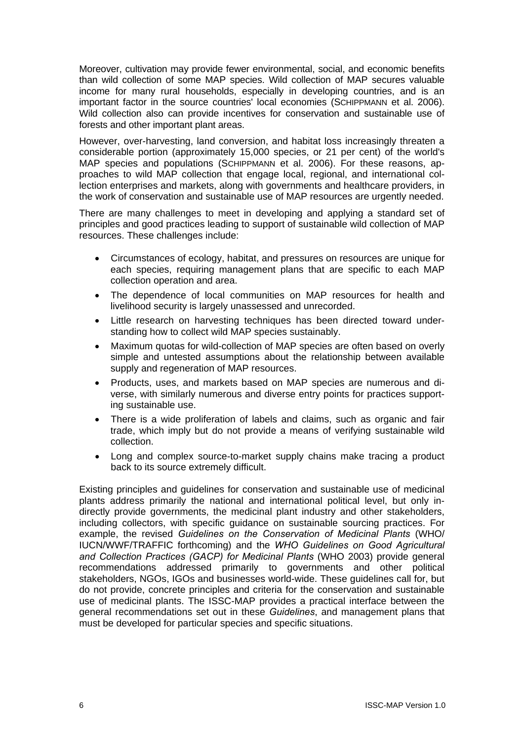Moreover, cultivation may provide fewer environmental, social, and economic benefits than wild collection of some MAP species. Wild collection of MAP secures valuable income for many rural households, especially in developing countries, and is an important factor in the source countries' local economies (SCHIPPMANN et al. 2006). Wild collection also can provide incentives for conservation and sustainable use of forests and other important plant areas.

However, over-harvesting, land conversion, and habitat loss increasingly threaten a considerable portion (approximately 15,000 species, or 21 per cent) of the world's MAP species and populations (SCHIPPMANN et al. 2006). For these reasons, approaches to wild MAP collection that engage local, regional, and international collection enterprises and markets, along with governments and healthcare providers, in the work of conservation and sustainable use of MAP resources are urgently needed.

There are many challenges to meet in developing and applying a standard set of principles and good practices leading to support of sustainable wild collection of MAP resources. These challenges include:

- Circumstances of ecology, habitat, and pressures on resources are unique for each species, requiring management plans that are specific to each MAP collection operation and area.
- The dependence of local communities on MAP resources for health and livelihood security is largely unassessed and unrecorded.
- Little research on harvesting techniques has been directed toward understanding how to collect wild MAP species sustainably.
- Maximum quotas for wild-collection of MAP species are often based on overly simple and untested assumptions about the relationship between available supply and regeneration of MAP resources.
- Products, uses, and markets based on MAP species are numerous and diverse, with similarly numerous and diverse entry points for practices supporting sustainable use.
- There is a wide proliferation of labels and claims, such as organic and fair trade, which imply but do not provide a means of verifying sustainable wild collection.
- Long and complex source-to-market supply chains make tracing a product back to its source extremely difficult.

Existing principles and guidelines for conservation and sustainable use of medicinal plants address primarily the national and international political level, but only indirectly provide governments, the medicinal plant industry and other stakeholders, including collectors, with specific guidance on sustainable sourcing practices. For example, the revised *Guidelines on the Conservation of Medicinal Plants* (WHO/IUCN/WWF/TRAFFIC forthcoming) and the *WHO Guidelines on Good Agricultural and Collection Practices (GACP) for Medicinal Plants* (WHO 2003) provide general recommendations addressed primarily to governments and other political stakeholders, NGOs, IGOs and businesses world-wide. These guidelines call for, but do not provide, concrete principles and criteria for the conservation and sustainable use of medicinal plants. The ISSC-MAP provides a practical interface between the general recommendations set out in these *Guidelines*, and management plans that must be developed for particular species and specific situations.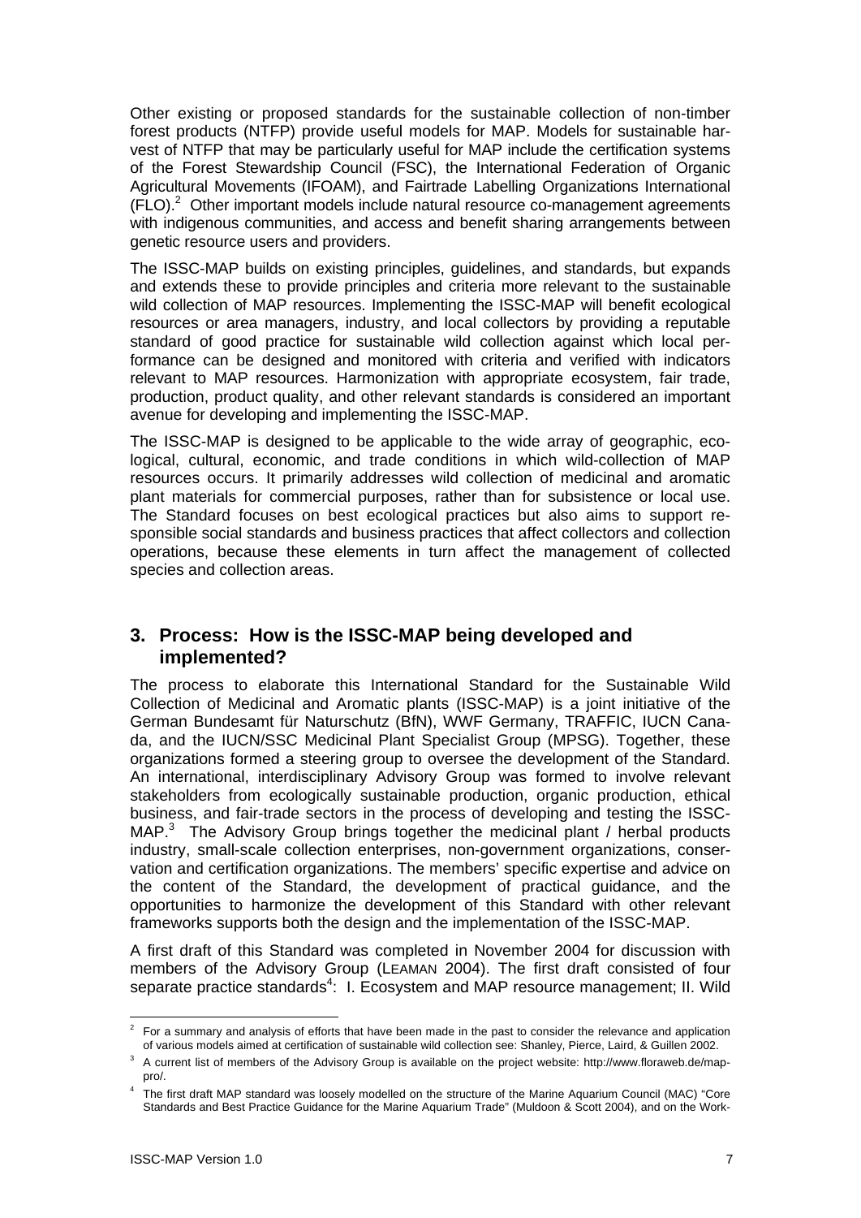Other existing or proposed standards for the sustainable collection of non-timber forest products (NTFP) provide useful models for MAP. Models for sustainable harvest of NTFP that may be particularly useful for MAP include the certification systems of the Forest Stewardship Council (FSC), the International Federation of Organic Agricultural Movements (IFOAM), and Fairtrade Labelling Organizations International (FLO).[2] Other important models include natural resource co-management agreements with indigenous communities, and access and benefit sharing arrangements between genetic resource users and providers.

The ISSC-MAP builds on existing principles, guidelines, and standards, but expands and extends these to provide principles and criteria more relevant to the sustainable wild collection of MAP resources. Implementing the ISSC-MAP will benefit ecological resources or area managers, industry, and local collectors by providing a reputable standard of good practice for sustainable wild collection against which local performance can be designed and monitored with criteria and verified with indicators relevant to MAP resources. Harmonization with appropriate ecosystem, fair trade, production, product quality, and other relevant standards is considered an important avenue for developing and implementing the ISSC-MAP.

The ISSC-MAP is designed to be applicable to the wide array of geographic, ecological, cultural, economic, and trade conditions in which wild-collection of MAP resources occurs. It primarily addresses wild collection of medicinal and aromatic plant materials for commercial purposes, rather than for subsistence or local use. The Standard focuses on best ecological practices but also aims to support responsible social standards and business practices that affect collectors and collection operations, because these elements in turn affect the management of collected species and collection areas.

## 3. Process: How is the ISSC-MAP being developed and implemented?

The process to elaborate this International Standard for the Sustainable Wild Collection of Medicinal and Aromatic plants (ISSC-MAP) is a joint initiative of the German Bundesamt für Naturschutz (BfN), WWF Germany, TRAFFIC, IUCN Canada, and the IUCN/SSC Medicinal Plant Specialist Group (MPSG). Together, these organizations formed a steering group to oversee the development of the Standard. An international, interdisciplinary Advisory Group was formed to involve relevant stakeholders from ecologically sustainable production, organic production, ethical business, and fair-trade sectors in the process of developing and testing the ISSC-MAP.[3] The Advisory Group brings together the medicinal plant / herbal products industry, small-scale collection enterprises, non-government organizations, conservation and certification organizations. The members' specific expertise and advice on the content of the Standard, the development of practical guidance, and the opportunities to harmonize the development of this Standard with other relevant frameworks supports both the design and the implementation of the ISSC-MAP.

A first draft of this Standard was completed in November 2004 for discussion with members of the Advisory Group (LEAMAN 2004). The first draft consisted of four separate practice standards[4]: I. Ecosystem and MAP resource management; II. Wild

---

[2] For a summary and analysis of efforts that have been made in the past to consider the relevance and application of various models aimed at certification of sustainable wild collection see: Shanley, Pierce, Laird, & Guillen 2002.

[3] A current list of members of the Advisory Group is available on the project website: http://www.floraweb.de/map-pro/.

[4] The first draft MAP standard was loosely modelled on the structure of the Marine Aquarium Council (MAC) "Core Standards and Best Practice Guidance for the Marine Aquarium Trade" (Muldoon & Scott 2004), and on the Work-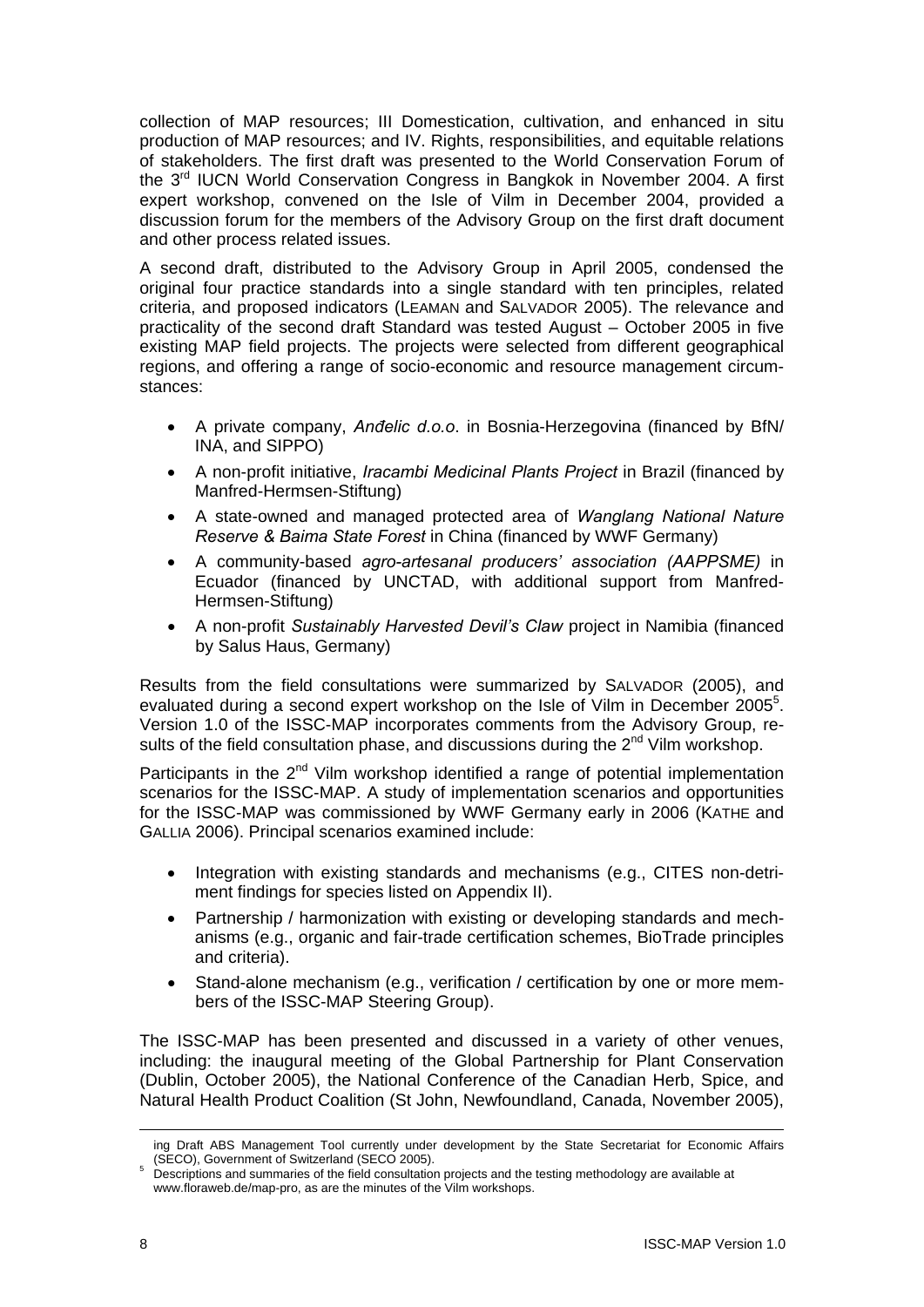collection of MAP resources; III Domestication, cultivation, and enhanced in situ production of MAP resources; and IV. Rights, responsibilities, and equitable relations of stakeholders. The first draft was presented to the World Conservation Forum of the 3rd IUCN World Conservation Congress in Bangkok in November 2004. A first expert workshop, convened on the Isle of Vilm in December 2004, provided a discussion forum for the members of the Advisory Group on the first draft document and other process related issues.

A second draft, distributed to the Advisory Group in April 2005, condensed the original four practice standards into a single standard with ten principles, related criteria, and proposed indicators (LEAMAN and SALVADOR 2005). The relevance and practicality of the second draft Standard was tested August – October 2005 in five existing MAP field projects. The projects were selected from different geographical regions, and offering a range of socio-economic and resource management circumstances:

- A private company, *Anđelic d.o.o*. in Bosnia-Herzegovina (financed by BfN/ INA, and SIPPO)
- A non-profit initiative, *Iracambi Medicinal Plants Project* in Brazil (financed by Manfred-Hermsen-Stiftung)
- A state-owned and managed protected area of *Wanglang National Nature Reserve & Baima State Forest* in China (financed by WWF Germany)
- A community-based *agro-artesanal producers' association (AAPPSME)* in Ecuador (financed by UNCTAD, with additional support from Manfred-Hermsen-Stiftung)
- A non-profit *Sustainably Harvested Devil's Claw* project in Namibia (financed by Salus Haus, Germany)

Results from the field consultations were summarized by SALVADOR (2005), and evaluated during a second expert workshop on the Isle of Vilm in December 2005[5]. Version 1.0 of the ISSC-MAP incorporates comments from the Advisory Group, results of the field consultation phase, and discussions during the 2nd Vilm workshop.

Participants in the 2nd Vilm workshop identified a range of potential implementation scenarios for the ISSC-MAP. A study of implementation scenarios and opportunities for the ISSC-MAP was commissioned by WWF Germany early in 2006 (KATHE and GALLIA 2006). Principal scenarios examined include:

- Integration with existing standards and mechanisms (e.g., CITES non-detriment findings for species listed on Appendix II).
- Partnership / harmonization with existing or developing standards and mechanisms (e.g., organic and fair-trade certification schemes, BioTrade principles and criteria).
- Stand-alone mechanism (e.g., verification / certification by one or more members of the ISSC-MAP Steering Group).

The ISSC-MAP has been presented and discussed in a variety of other venues, including: the inaugural meeting of the Global Partnership for Plant Conservation (Dublin, October 2005), the National Conference of the Canadian Herb, Spice, and Natural Health Product Coalition (St John, Newfoundland, Canada, November 2005),

---

ing Draft ABS Management Tool currently under development by the State Secretariat for Economic Affairs (SECO), Government of Switzerland (SECO 2005).

[5] Descriptions and summaries of the field consultation projects and the testing methodology are available at www.floraweb.de/map-pro, as are the minutes of the Vilm workshops.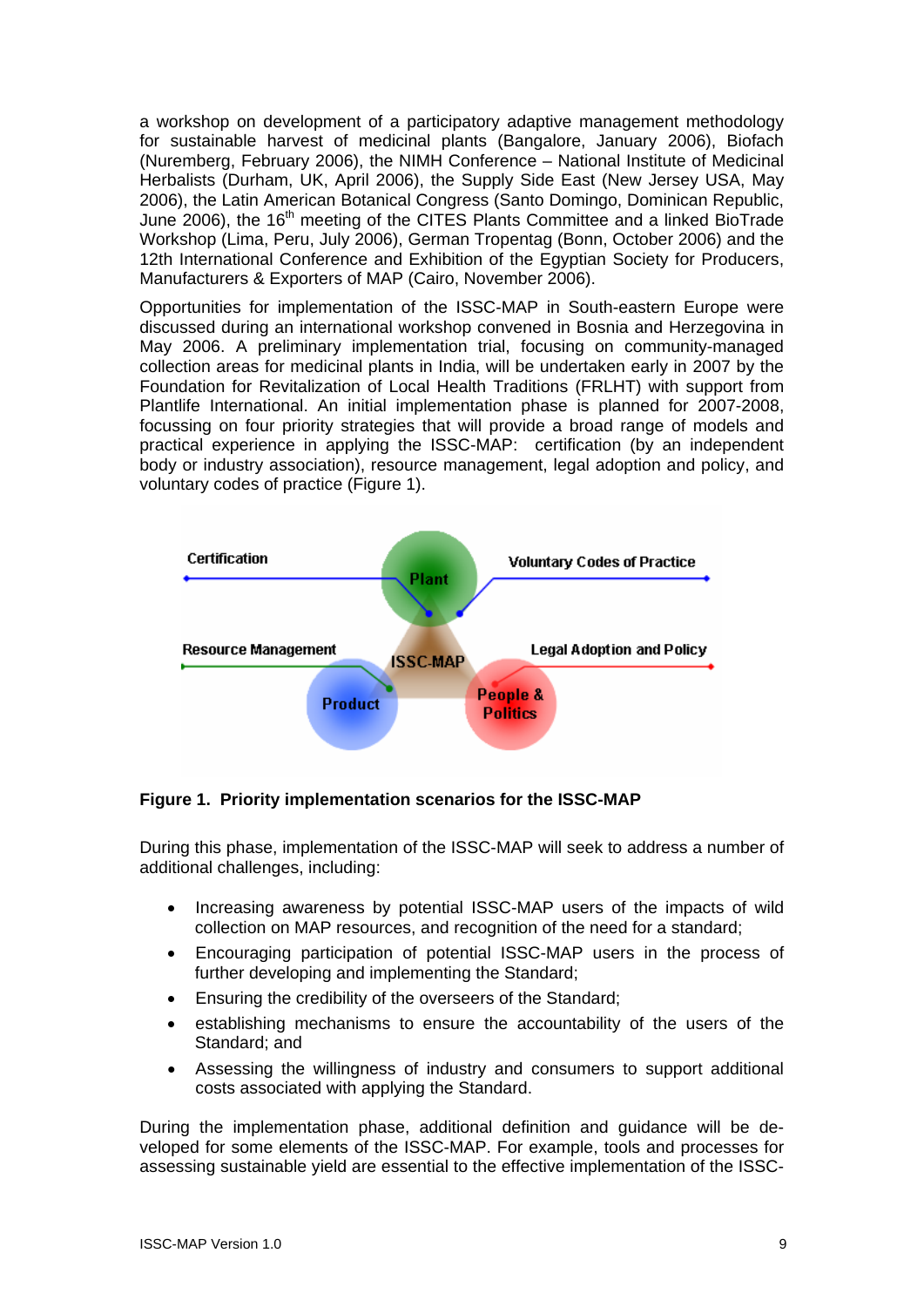a workshop on development of a participatory adaptive management methodology for sustainable harvest of medicinal plants (Bangalore, January 2006), Biofach (Nuremberg, February 2006), the NIMH Conference – National Institute of Medicinal Herbalists (Durham, UK, April 2006), the Supply Side East (New Jersey USA, May 2006), the Latin American Botanical Congress (Santo Domingo, Dominican Republic, June 2006), the 16th meeting of the CITES Plants Committee and a linked BioTrade Workshop (Lima, Peru, July 2006), German Tropentag (Bonn, October 2006) and the 12th International Conference and Exhibition of the Egyptian Society for Producers, Manufacturers & Exporters of MAP (Cairo, November 2006).

Opportunities for implementation of the ISSC-MAP in South-eastern Europe were discussed during an international workshop convened in Bosnia and Herzegovina in May 2006. A preliminary implementation trial, focusing on community-managed collection areas for medicinal plants in India, will be undertaken early in 2007 by the Foundation for Revitalization of Local Health Traditions (FRLHT) with support from Plantlife International. An initial implementation phase is planned for 2007-2008, focussing on four priority strategies that will provide a broad range of models and practical experience in applying the ISSC-MAP: certification (by an independent body or industry association), resource management, legal adoption and policy, and voluntary codes of practice (Figure 1).

**Figure 1. Priority implementation scenarios for the ISSC-MAP**

During this phase, implementation of the ISSC-MAP will seek to address a number of additional challenges, including:

- Increasing awareness by potential ISSC-MAP users of the impacts of wild collection on MAP resources, and recognition of the need for a standard;
- Encouraging participation of potential ISSC-MAP users in the process of further developing and implementing the Standard;
- Ensuring the credibility of the overseers of the Standard;
- establishing mechanisms to ensure the accountability of the users of the Standard; and
- Assessing the willingness of industry and consumers to support additional costs associated with applying the Standard.

During the implementation phase, additional definition and guidance will be developed for some elements of the ISSC-MAP. For example, tools and processes for assessing sustainable yield are essential to the effective implementation of the ISSC-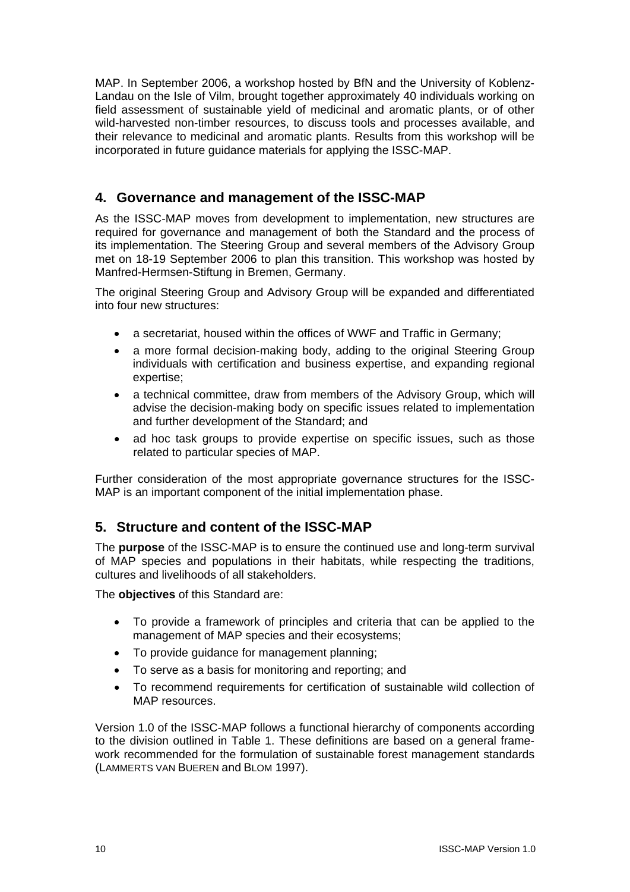MAP. In September 2006, a workshop hosted by BfN and the University of Koblenz-Landau on the Isle of Vilm, brought together approximately 40 individuals working on field assessment of sustainable yield of medicinal and aromatic plants, or of other wild-harvested non-timber resources, to discuss tools and processes available, and their relevance to medicinal and aromatic plants. Results from this workshop will be incorporated in future guidance materials for applying the ISSC-MAP.

## 4. Governance and management of the ISSC-MAP

As the ISSC-MAP moves from development to implementation, new structures are required for governance and management of both the Standard and the process of its implementation. The Steering Group and several members of the Advisory Group met on 18-19 September 2006 to plan this transition. This workshop was hosted by Manfred-Hermsen-Stiftung in Bremen, Germany.

The original Steering Group and Advisory Group will be expanded and differentiated into four new structures:

- a secretariat, housed within the offices of WWF and Traffic in Germany;
- a more formal decision-making body, adding to the original Steering Group individuals with certification and business expertise, and expanding regional expertise;
- a technical committee, draw from members of the Advisory Group, which will advise the decision-making body on specific issues related to implementation and further development of the Standard; and
- ad hoc task groups to provide expertise on specific issues, such as those related to particular species of MAP.

Further consideration of the most appropriate governance structures for the ISSC-MAP is an important component of the initial implementation phase.

## 5. Structure and content of the ISSC-MAP

The **purpose** of the ISSC-MAP is to ensure the continued use and long-term survival of MAP species and populations in their habitats, while respecting the traditions, cultures and livelihoods of all stakeholders.

The **objectives** of this Standard are:

- To provide a framework of principles and criteria that can be applied to the management of MAP species and their ecosystems;
- To provide guidance for management planning;
- To serve as a basis for monitoring and reporting; and
- To recommend requirements for certification of sustainable wild collection of MAP resources.

Version 1.0 of the ISSC-MAP follows a functional hierarchy of components according to the division outlined in Table 1. These definitions are based on a general framework recommended for the formulation of sustainable forest management standards (LAMMERTS VAN BUEREN and BLOM 1997).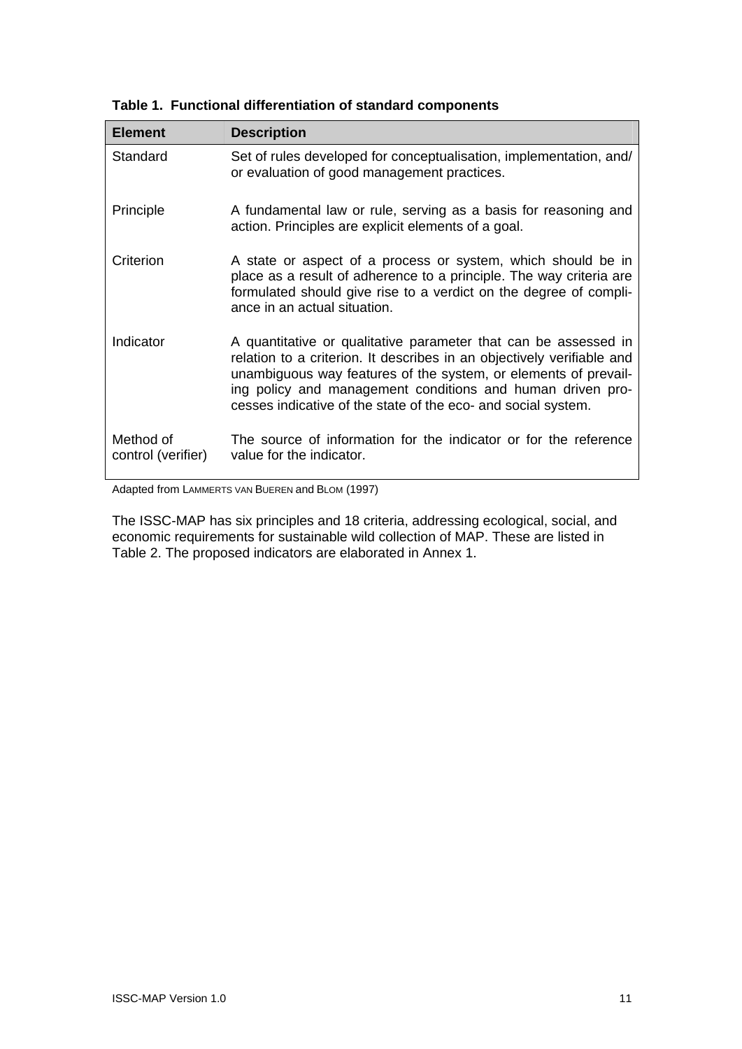**Table 1. Functional differentiation of standard components**

| Element | Description |
|---|---|
| Standard | Set of rules developed for conceptualisation, implementation, and/ or evaluation of good management practices. |
| Principle | A fundamental law or rule, serving as a basis for reasoning and action. Principles are explicit elements of a goal. |
| Criterion | A state or aspect of a process or system, which should be in place as a result of adherence to a principle. The way criteria are formulated should give rise to a verdict on the degree of compliance in an actual situation. |
| Indicator | A quantitative or qualitative parameter that can be assessed in relation to a criterion. It describes in an objectively verifiable and unambiguous way features of the system, or elements of prevailing policy and management conditions and human driven processes indicative of the state of the eco- and social system. |
| Method of control (verifier) | The source of information for the indicator or for the reference value for the indicator. |

Adapted from LAMMERTS VAN BUEREN and BLOM (1997)

The ISSC-MAP has six principles and 18 criteria, addressing ecological, social, and economic requirements for sustainable wild collection of MAP. These are listed in Table 2. The proposed indicators are elaborated in Annex 1.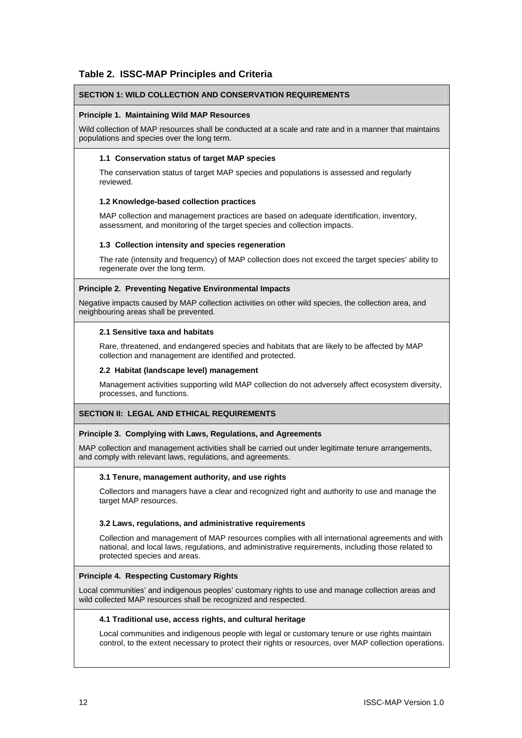## Table 2. ISSC-MAP Principles and Criteria

**SECTION 1: WILD COLLECTION AND CONSERVATION REQUIREMENTS**

**Principle 1. Maintaining Wild MAP Resources**

Wild collection of MAP resources shall be conducted at a scale and rate and in a manner that maintains populations and species over the long term.

**1.1 Conservation status of target MAP species**

The conservation status of target MAP species and populations is assessed and regularly reviewed.

**1.2 Knowledge-based collection practices**

MAP collection and management practices are based on adequate identification, inventory, assessment, and monitoring of the target species and collection impacts.

**1.3 Collection intensity and species regeneration**

The rate (intensity and frequency) of MAP collection does not exceed the target species' ability to regenerate over the long term.

**Principle 2. Preventing Negative Environmental Impacts**

Negative impacts caused by MAP collection activities on other wild species, the collection area, and neighbouring areas shall be prevented.

**2.1 Sensitive taxa and habitats**

Rare, threatened, and endangered species and habitats that are likely to be affected by MAP collection and management are identified and protected.

**2.2 Habitat (landscape level) management**

Management activities supporting wild MAP collection do not adversely affect ecosystem diversity, processes, and functions.

**SECTION II: LEGAL AND ETHICAL REQUIREMENTS**

**Principle 3. Complying with Laws, Regulations, and Agreements**

MAP collection and management activities shall be carried out under legitimate tenure arrangements, and comply with relevant laws, regulations, and agreements.

**3.1 Tenure, management authority, and use rights**

Collectors and managers have a clear and recognized right and authority to use and manage the target MAP resources.

**3.2 Laws, regulations, and administrative requirements**

Collection and management of MAP resources complies with all international agreements and with national, and local laws, regulations, and administrative requirements, including those related to protected species and areas.

**Principle 4. Respecting Customary Rights**

Local communities' and indigenous peoples' customary rights to use and manage collection areas and wild collected MAP resources shall be recognized and respected.

**4.1 Traditional use, access rights, and cultural heritage**

Local communities and indigenous people with legal or customary tenure or use rights maintain control, to the extent necessary to protect their rights or resources, over MAP collection operations.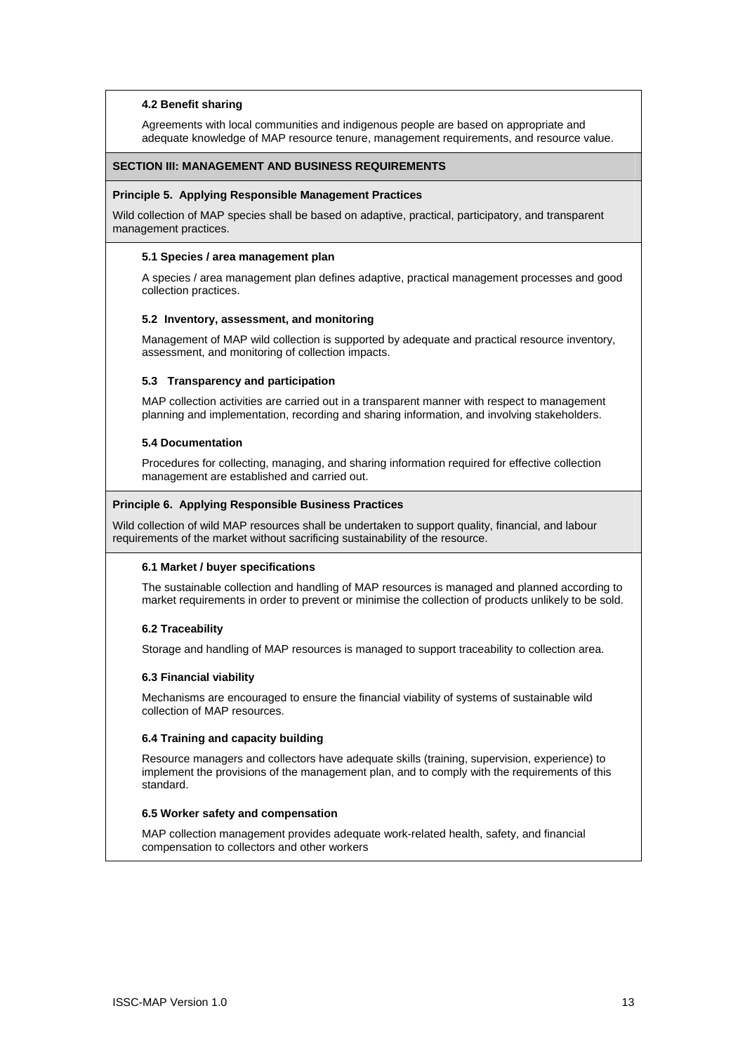#### 4.2 Benefit sharing

Agreements with local communities and indigenous people are based on appropriate and adequate knowledge of MAP resource tenure, management requirements, and resource value.

## SECTION III: MANAGEMENT AND BUSINESS REQUIREMENTS

### Principle 5. Applying Responsible Management Practices

Wild collection of MAP species shall be based on adaptive, practical, participatory, and transparent management practices.

#### 5.1 Species / area management plan

A species / area management plan defines adaptive, practical management processes and good collection practices.

#### 5.2 Inventory, assessment, and monitoring

Management of MAP wild collection is supported by adequate and practical resource inventory, assessment, and monitoring of collection impacts.

#### 5.3 Transparency and participation

MAP collection activities are carried out in a transparent manner with respect to management planning and implementation, recording and sharing information, and involving stakeholders.

#### 5.4 Documentation

Procedures for collecting, managing, and sharing information required for effective collection management are established and carried out.

### Principle 6. Applying Responsible Business Practices

Wild collection of wild MAP resources shall be undertaken to support quality, financial, and labour requirements of the market without sacrificing sustainability of the resource.

#### 6.1 Market / buyer specifications

The sustainable collection and handling of MAP resources is managed and planned according to market requirements in order to prevent or minimise the collection of products unlikely to be sold.

#### 6.2 Traceability

Storage and handling of MAP resources is managed to support traceability to collection area.

#### 6.3 Financial viability

Mechanisms are encouraged to ensure the financial viability of systems of sustainable wild collection of MAP resources.

#### 6.4 Training and capacity building

Resource managers and collectors have adequate skills (training, supervision, experience) to implement the provisions of the management plan, and to comply with the requirements of this standard.

#### 6.5 Worker safety and compensation

MAP collection management provides adequate work-related health, safety, and financial compensation to collectors and other workers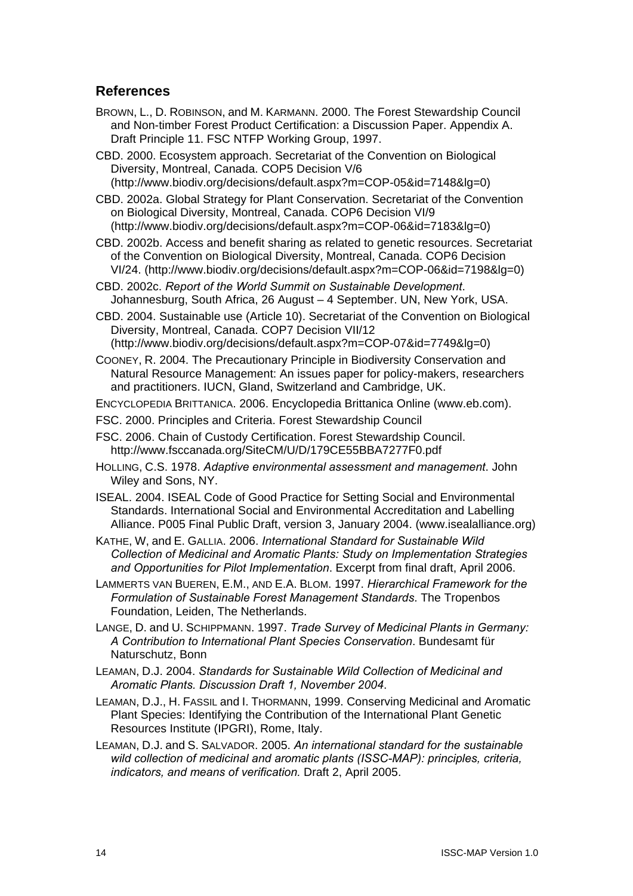## References

BROWN, L., D. ROBINSON, and M. KARMANN. 2000. The Forest Stewardship Council and Non-timber Forest Product Certification: a Discussion Paper. Appendix A. Draft Principle 11. FSC NTFP Working Group, 1997.

CBD. 2000. Ecosystem approach. Secretariat of the Convention on Biological Diversity, Montreal, Canada. COP5 Decision V/6 (http://www.biodiv.org/decisions/default.aspx?m=COP-05&id=7148&lg=0)

CBD. 2002a. Global Strategy for Plant Conservation. Secretariat of the Convention on Biological Diversity, Montreal, Canada. COP6 Decision VI/9 (http://www.biodiv.org/decisions/default.aspx?m=COP-06&id=7183&lg=0)

CBD. 2002b. Access and benefit sharing as related to genetic resources. Secretariat of the Convention on Biological Diversity, Montreal, Canada. COP6 Decision VI/24. (http://www.biodiv.org/decisions/default.aspx?m=COP-06&id=7198&lg=0)

CBD. 2002c. *Report of the World Summit on Sustainable Development*. Johannesburg, South Africa, 26 August – 4 September. UN, New York, USA.

CBD. 2004. Sustainable use (Article 10). Secretariat of the Convention on Biological Diversity, Montreal, Canada. COP7 Decision VII/12 (http://www.biodiv.org/decisions/default.aspx?m=COP-07&id=7749&lg=0)

COONEY, R. 2004. The Precautionary Principle in Biodiversity Conservation and Natural Resource Management: An issues paper for policy-makers, researchers and practitioners. IUCN, Gland, Switzerland and Cambridge, UK.

ENCYCLOPEDIA BRITTANICA. 2006. Encyclopedia Brittanica Online (www.eb.com).

FSC. 2000. Principles and Criteria. Forest Stewardship Council

FSC. 2006. Chain of Custody Certification. Forest Stewardship Council. http://www.fsccanada.org/SiteCM/U/D/179CE55BBA7277F0.pdf

HOLLING, C.S. 1978. *Adaptive environmental assessment and management*. John Wiley and Sons, NY.

ISEAL. 2004. ISEAL Code of Good Practice for Setting Social and Environmental Standards. International Social and Environmental Accreditation and Labelling Alliance. P005 Final Public Draft, version 3, January 2004. (www.isealalliance.org)

KATHE, W, and E. GALLIA. 2006. *International Standard for Sustainable Wild Collection of Medicinal and Aromatic Plants: Study on Implementation Strategies and Opportunities for Pilot Implementation*. Excerpt from final draft, April 2006.

LAMMERTS VAN BUEREN, E.M., AND E.A. BLOM. 1997. *Hierarchical Framework for the Formulation of Sustainable Forest Management Standards*. The Tropenbos Foundation, Leiden, The Netherlands.

LANGE, D. and U. SCHIPPMANN. 1997. *Trade Survey of Medicinal Plants in Germany: A Contribution to International Plant Species Conservation*. Bundesamt für Naturschutz, Bonn

LEAMAN, D.J. 2004. *Standards for Sustainable Wild Collection of Medicinal and Aromatic Plants. Discussion Draft 1, November 2004*.

LEAMAN, D.J., H. FASSIL and I. THORMANN, 1999. Conserving Medicinal and Aromatic Plant Species: Identifying the Contribution of the International Plant Genetic Resources Institute (IPGRI), Rome, Italy.

LEAMAN, D.J. and S. SALVADOR. 2005. *An international standard for the sustainable wild collection of medicinal and aromatic plants (ISSC-MAP): principles, criteria, indicators, and means of verification.* Draft 2, April 2005.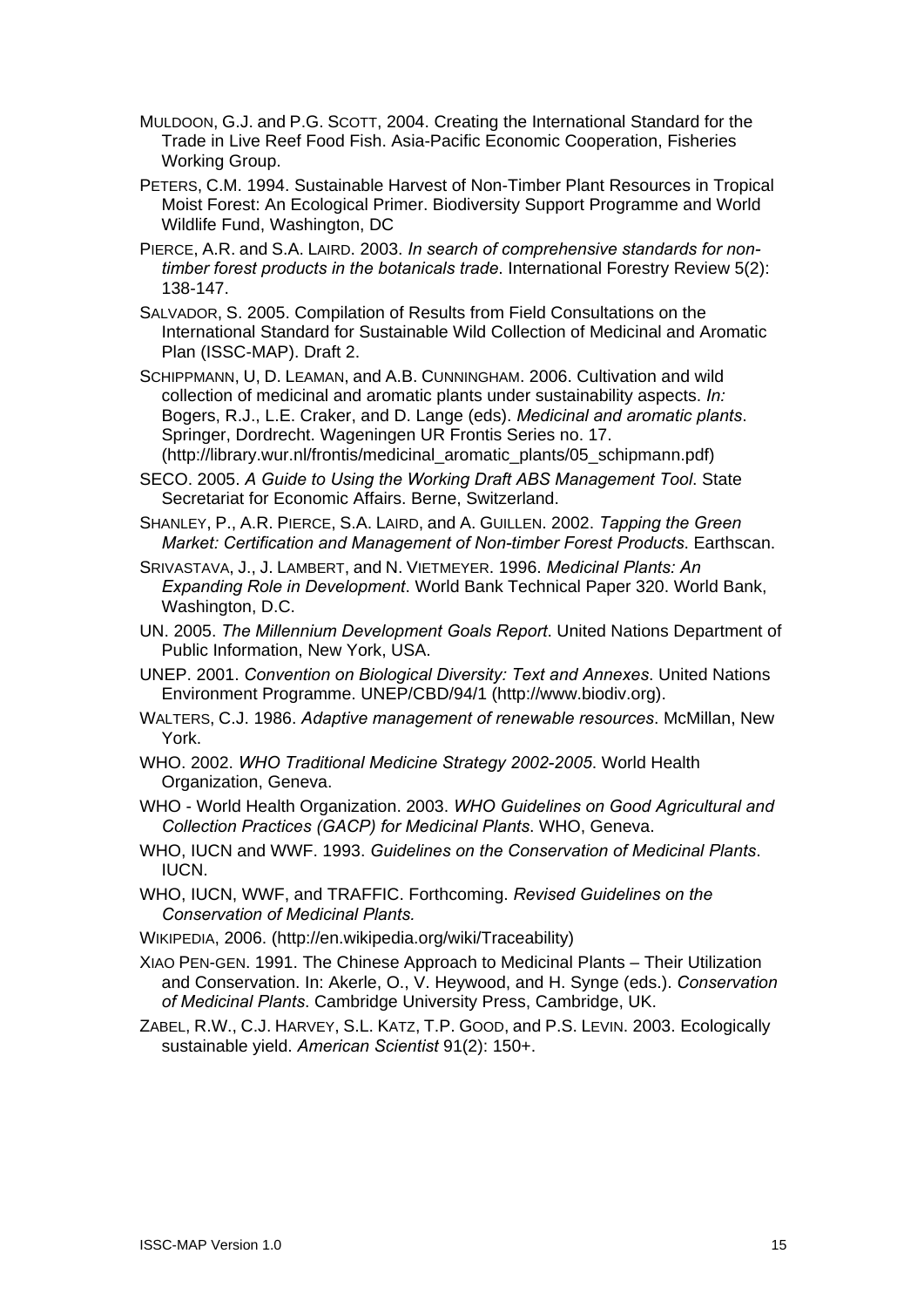MULDOON, G.J. and P.G. SCOTT, 2004. Creating the International Standard for the Trade in Live Reef Food Fish. Asia-Pacific Economic Cooperation, Fisheries Working Group.

PETERS, C.M. 1994. Sustainable Harvest of Non-Timber Plant Resources in Tropical Moist Forest: An Ecological Primer. Biodiversity Support Programme and World Wildlife Fund, Washington, DC

PIERCE, A.R. and S.A. LAIRD. 2003. *In search of comprehensive standards for non-timber forest products in the botanicals trade.* International Forestry Review 5(2): 138-147.

SALVADOR, S. 2005. Compilation of Results from Field Consultations on the International Standard for Sustainable Wild Collection of Medicinal and Aromatic Plan (ISSC-MAP). Draft 2.

SCHIPPMANN, U, D. LEAMAN, and A.B. CUNNINGHAM. 2006. Cultivation and wild collection of medicinal and aromatic plants under sustainability aspects. *In:* Bogers, R.J., L.E. Craker, and D. Lange (eds). *Medicinal and aromatic plants*. Springer, Dordrecht. Wageningen UR Frontis Series no. 17. (http://library.wur.nl/frontis/medicinal_aromatic_plants/05_schipmann.pdf)

SECO. 2005. *A Guide to Using the Working Draft ABS Management Tool*. State Secretariat for Economic Affairs. Berne, Switzerland.

SHANLEY, P., A.R. PIERCE, S.A. LAIRD, and A. GUILLEN. 2002. *Tapping the Green Market: Certification and Management of Non-timber Forest Products*. Earthscan.

SRIVASTAVA, J., J. LAMBERT, and N. VIETMEYER. 1996. *Medicinal Plants: An Expanding Role in Development*. World Bank Technical Paper 320. World Bank, Washington, D.C.

UN. 2005. *The Millennium Development Goals Report*. United Nations Department of Public Information, New York, USA.

UNEP. 2001. *Convention on Biological Diversity: Text and Annexes*. United Nations Environment Programme. UNEP/CBD/94/1 (http://www.biodiv.org).

WALTERS, C.J. 1986. *Adaptive management of renewable resources*. McMillan, New York.

WHO. 2002. *WHO Traditional Medicine Strategy 2002-2005*. World Health Organization, Geneva.

WHO - World Health Organization. 2003. *WHO Guidelines on Good Agricultural and Collection Practices (GACP) for Medicinal Plants*. WHO, Geneva.

WHO, IUCN and WWF. 1993. *Guidelines on the Conservation of Medicinal Plants*. IUCN.

WHO, IUCN, WWF, and TRAFFIC. Forthcoming. *Revised Guidelines on the Conservation of Medicinal Plants.*

WIKIPEDIA, 2006. (http://en.wikipedia.org/wiki/Traceability)

XIAO PEN-GEN. 1991. The Chinese Approach to Medicinal Plants – Their Utilization and Conservation. In: Akerle, O., V. Heywood, and H. Synge (eds.). *Conservation of Medicinal Plants*. Cambridge University Press, Cambridge, UK.

ZABEL, R.W., C.J. HARVEY, S.L. KATZ, T.P. GOOD, and P.S. LEVIN. 2003. Ecologically sustainable yield. *American Scientist* 91(2): 150+.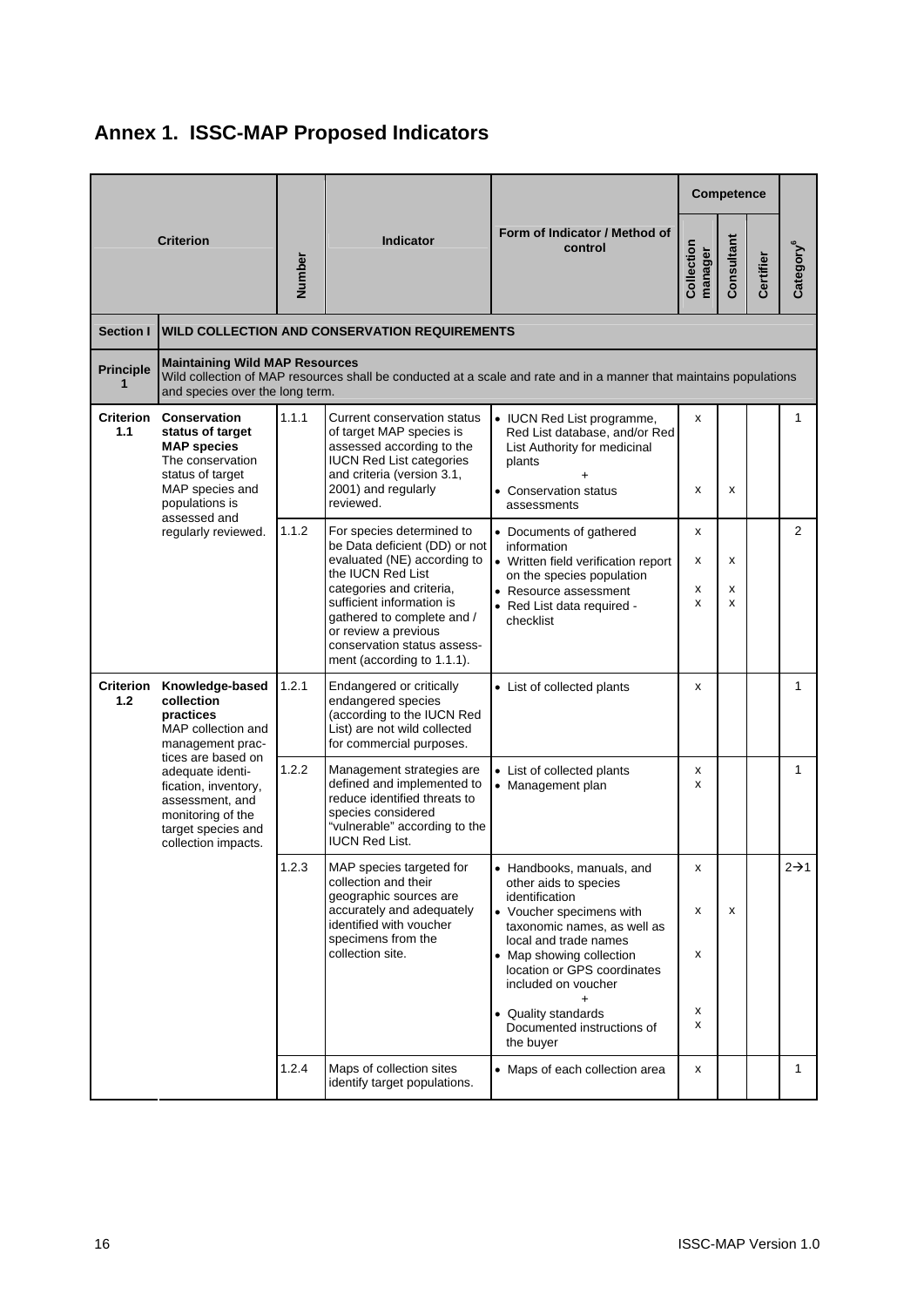## Annex 1. ISSC-MAP Proposed Indicators

| Criterion | | Number | Indicator | Form of Indicator / Method of control | Competence | | | Category[6] |
|---|---|---|---|---|---|---|---|---|
| | | | | | Collection manager | Consultant | Certifier | |
| **Section I** | **WILD COLLECTION AND CONSERVATION REQUIREMENTS** | | | | | | | |
| **Principle 1** | **Maintaining Wild MAP Resources** Wild collection of MAP resources shall be conducted at a scale and rate and in a manner that maintains populations and species over the long term. | | | | | | | |
| **Criterion 1.1** | **Conservation status of target MAP species** The conservation status of target MAP species and populations is assessed and regularly reviewed. | 1.1.1 | Current conservation status of target MAP species is assessed according to the IUCN Red List categories and criteria (version 3.1, 2001) and regularly reviewed. | • IUCN Red List programme, Red List database, and/or Red List Authority for medicinal plants + • Conservation status assessments | x x | x | | 1 |
| | | 1.1.2 | For species determined to be Data deficient (DD) or not evaluated (NE) according to the IUCN Red List categories and criteria, sufficient information is gathered to complete and / or review a previous conservation status assessment (according to 1.1.1). | • Documents of gathered information • Written field verification report on the species population • Resource assessment • Red List data required - checklist | x x x x | x x x | | 2 |
| **Criterion 1.2** | **Knowledge-based collection practices** MAP collection and management practices are based on adequate identification, inventory, assessment, and monitoring of the target species and collection impacts. | 1.2.1 | Endangered or critically endangered species (according to the IUCN Red List) are not wild collected for commercial purposes. | • List of collected plants | x | | | 1 |
| | | 1.2.2 | Management strategies are defined and implemented to reduce identified threats to species considered "vulnerable" according to the IUCN Red List. | • List of collected plants • Management plan | x x | | | 1 |
| | | 1.2.3 | MAP species targeted for collection and their geographic sources are accurately and adequately identified with voucher specimens from the collection site. | • Handbooks, manuals, and other aids to species identification • Voucher specimens with taxonomic names, as well as local and trade names • Map showing collection location or GPS coordinates included on voucher + • Quality standards Documented instructions of the buyer | x x x x x | x | | 2→1 |
| | | 1.2.4 | Maps of collection sites identify target populations. | • Maps of each collection area | x | | | 1 |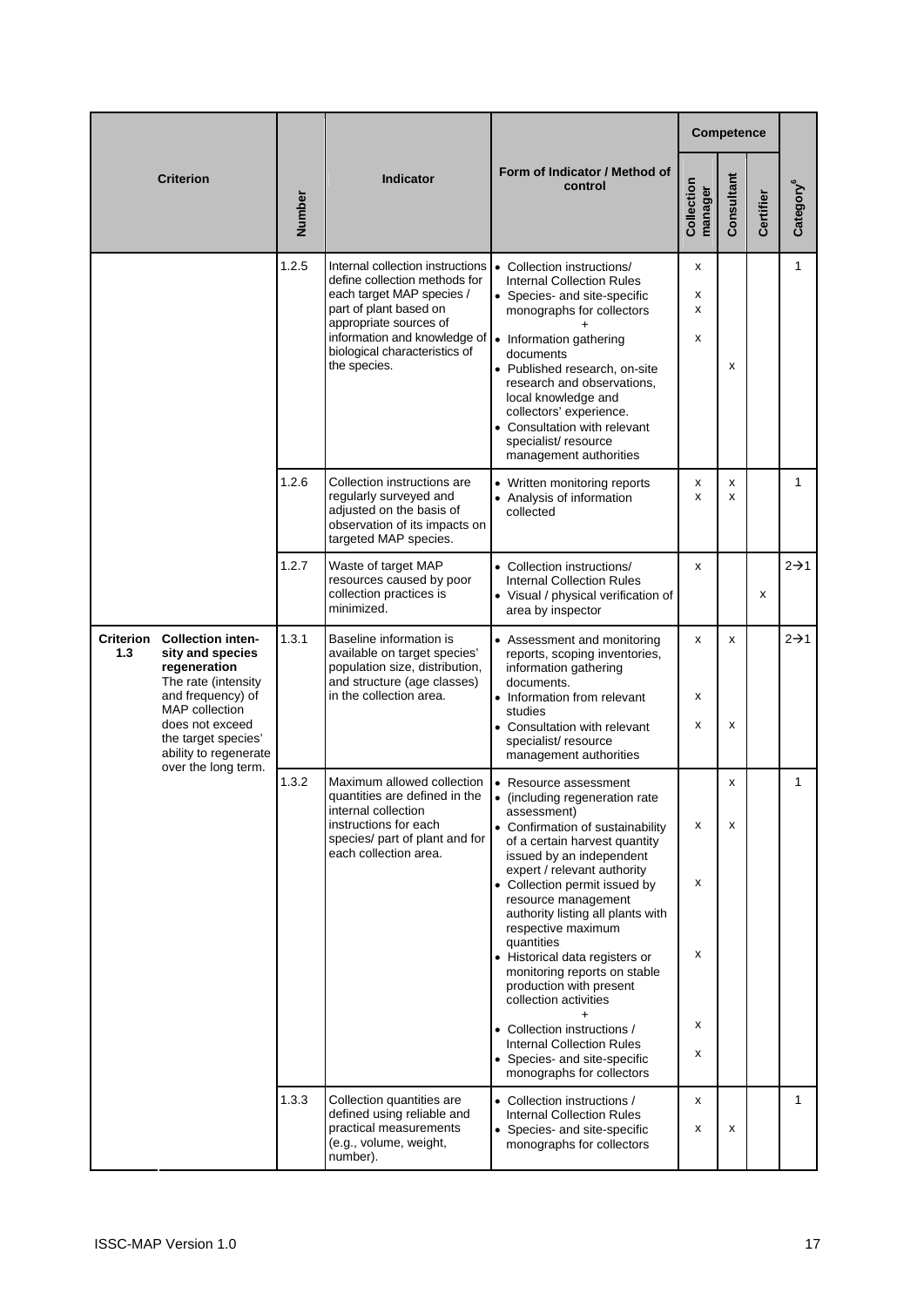| Criterion | Number | Indicator | Form of Indicator / Method of control | Competence | | | Category[6] |
|---|---|---|---|---|---|---|---|
| | | | | Collection manager | Consultant | Certifier | |
| | 1.2.5 | Internal collection instructions define collection methods for each target MAP species / part of plant based on appropriate sources of information and knowledge of biological characteristics of the species. | • Collection instructions/ Internal Collection Rules<br>• Species- and site-specific monographs for collectors<br>+<br>• Information gathering documents<br>• Published research, on-site research and observations, local knowledge and collectors' experience.<br>• Consultation with relevant specialist/ resource management authorities | x<br>x<br>x<br>x | x | | 1 |
| | 1.2.6 | Collection instructions are regularly surveyed and adjusted on the basis of observation of its impacts on targeted MAP species. | • Written monitoring reports<br>• Analysis of information collected | x<br>x | x<br>x | | 1 |
| | 1.2.7 | Waste of target MAP resources caused by poor collection practices is minimized. | • Collection instructions/ Internal Collection Rules<br>• Visual / physical verification of area by inspector | x | | x | 2→1 |
| **Criterion 1.3** **Collection intensity and species regeneration** The rate (intensity and frequency) of MAP collection does not exceed the target species' ability to regenerate over the long term. | 1.3.1 | Baseline information is available on target species' population size, distribution, and structure (age classes) in the collection area. | • Assessment and monitoring reports, scoping inventories, information gathering documents.<br>• Information from relevant studies<br>• Consultation with relevant specialist/ resource management authorities | x<br>x<br>x | x<br>x | | 2→1 |
| | 1.3.2 | Maximum allowed collection quantities are defined in the internal collection instructions for each species/ part of plant and for each collection area. | • Resource assessment<br>• (including regeneration rate assessment)<br>• Confirmation of sustainability of a certain harvest quantity issued by an independent expert / relevant authority<br>• Collection permit issued by resource management authority listing all plants with respective maximum quantities<br>• Historical data registers or monitoring reports on stable production with present collection activities<br>+<br>• Collection instructions / Internal Collection Rules<br>• Species- and site-specific monographs for collectors | x<br>x<br>x<br>x<br>x | x<br>x | | 1 |
| | 1.3.3 | Collection quantities are defined using reliable and practical measurements (e.g., volume, weight, number). | • Collection instructions / Internal Collection Rules<br>• Species- and site-specific monographs for collectors | x<br>x | x | | 1 |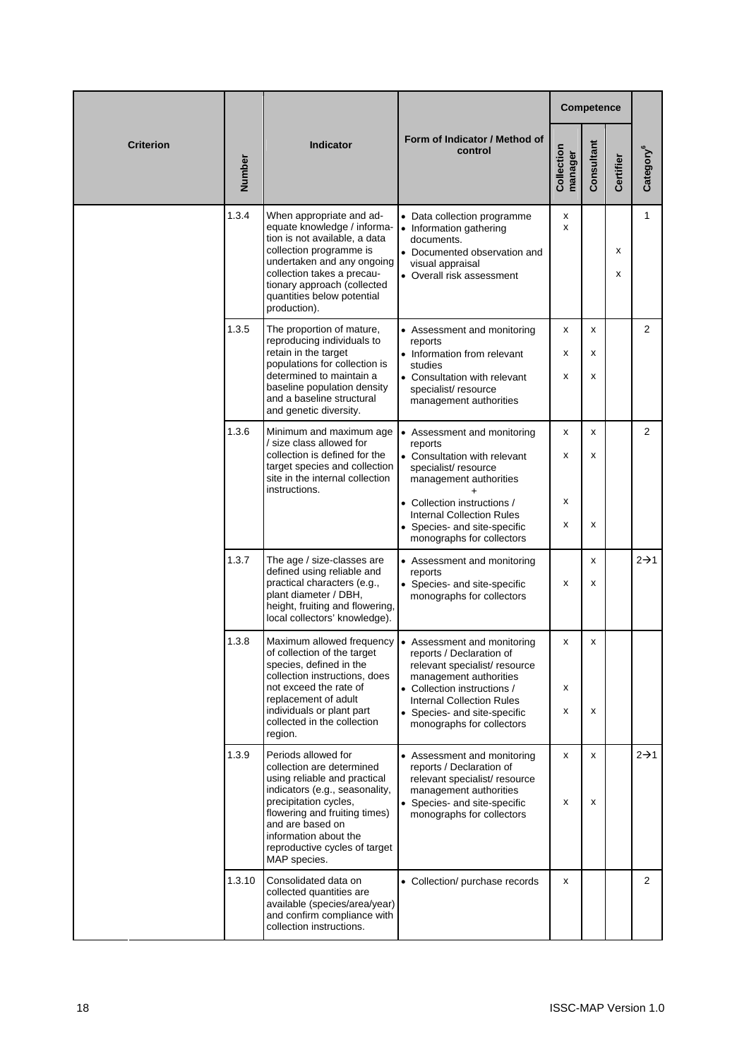| Criterion | Number | Indicator | Form of Indicator / Method of control | Competence | | | Category[6] |
|---|---|---|---|---|---|---|---|
| | | | | Collection manager | Consultant | Certifier | |
| | 1.3.4 | When appropriate and adequate knowledge / information is not available, a data collection programme is undertaken and any ongoing collection takes a precautionary approach (collected quantities below potential production). | • Data collection programme<br>• Information gathering documents.<br>• Documented observation and visual appraisal<br>• Overall risk assessment | x<br>x | | x<br>x | 1 |
| | 1.3.5 | The proportion of mature, reproducing individuals to retain in the target populations for collection is determined to maintain a baseline population density and a baseline structural and genetic diversity. | • Assessment and monitoring reports<br>• Information from relevant studies<br>• Consultation with relevant specialist/ resource management authorities | x<br>x<br>x | x<br>x<br>x | | 2 |
| | 1.3.6 | Minimum and maximum age / size class allowed for collection is defined for the target species and collection site in the internal collection instructions. | • Assessment and monitoring reports<br>• Consultation with relevant specialist/ resource management authorities<br>+<br>• Collection instructions / Internal Collection Rules<br>• Species- and site-specific monographs for collectors | x<br>x<br>x<br>x | x<br>x<br><br>x | | 2 |
| | 1.3.7 | The age / size-classes are defined using reliable and practical characters (e.g., plant diameter / DBH, height, fruiting and flowering, local collectors' knowledge). | • Assessment and monitoring reports<br>• Species- and site-specific monographs for collectors | <br>x | x<br>x | | 2→1 |
| | 1.3.8 | Maximum allowed frequency of collection of the target species, defined in the collection instructions, does not exceed the rate of replacement of adult individuals or plant part collected in the collection region. | • Assessment and monitoring reports / Declaration of relevant specialist/ resource management authorities<br>• Collection instructions / Internal Collection Rules<br>• Species- and site-specific monographs for collectors | x<br>x<br>x | x<br><br>x | | |
| | 1.3.9 | Periods allowed for collection are determined using reliable and practical indicators (e.g., seasonality, precipitation cycles, flowering and fruiting times) and are based on information about the reproductive cycles of target MAP species. | • Assessment and monitoring reports / Declaration of relevant specialist/ resource management authorities<br>• Species- and site-specific monographs for collectors | x<br>x | x<br>x | | 2→1 |
| | 1.3.10 | Consolidated data on collected quantities are available (species/area/year) and confirm compliance with collection instructions. | • Collection/ purchase records | x | | | 2 |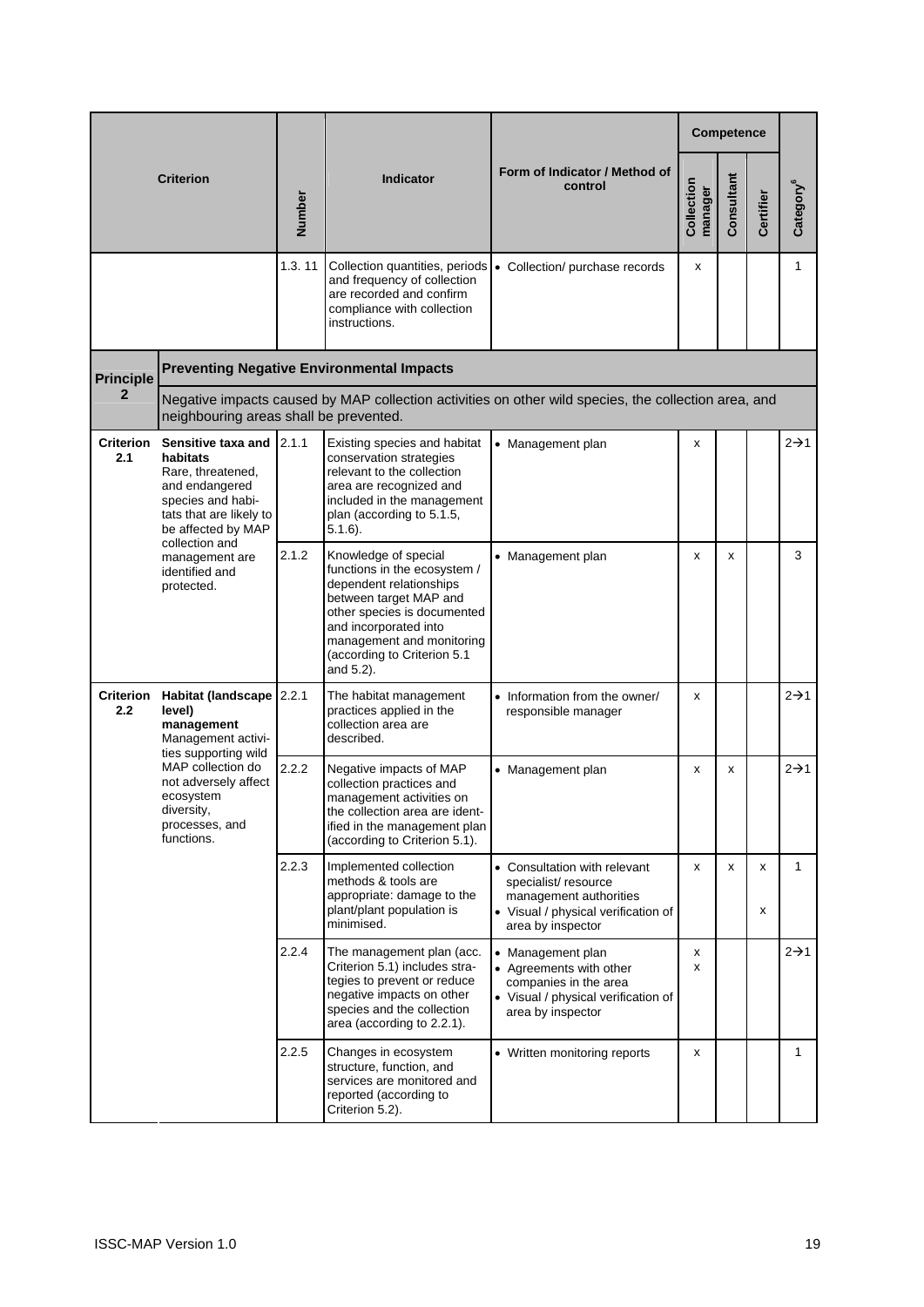| Criterion | | Number | Indicator | Form of Indicator / Method of control | Competence | | | Category[6] |
|---|---|---|---|---|---|---|---|---|
| | | | | | Collection manager | Consultant | Certifier | |
| | | 1.3. 11 | Collection quantities, periods and frequency of collection are recorded and confirm compliance with collection instructions. | • Collection/ purchase records | x | | | 1 |
| **Principle 2** | **Preventing Negative Environmental Impacts** Negative impacts caused by MAP collection activities on other wild species, the collection area, and neighbouring areas shall be prevented. | | | | | | | |
| **Criterion 2.1** | **Sensitive taxa and habitats** Rare, threatened, and endangered species and habitats that are likely to be affected by MAP collection and management are identified and protected. | 2.1.1 | Existing species and habitat conservation strategies relevant to the collection area are recognized and included in the management plan (according to 5.1.5, 5.1.6). | • Management plan | x | | | 2→1 |
| | | 2.1.2 | Knowledge of special functions in the ecosystem / dependent relationships between target MAP and other species is documented and incorporated into management and monitoring (according to Criterion 5.1 and 5.2). | • Management plan | x | x | | 3 |
| **Criterion 2.2** | **Habitat (landscape level) management** Management activities supporting wild MAP collection do not adversely affect ecosystem diversity, processes, and functions. | 2.2.1 | The habitat management practices applied in the collection area are described. | • Information from the owner/ responsible manager | x | | | 2→1 |
| | | 2.2.2 | Negative impacts of MAP collection practices and management activities on the collection area are identified in the management plan (according to Criterion 5.1). | • Management plan | x | x | | 2→1 |
| | | 2.2.3 | Implemented collection methods & tools are appropriate: damage to the plant/plant population is minimised. | • Consultation with relevant specialist/ resource management authorities<br>• Visual / physical verification of area by inspector | x | x | x<br>x | 1 |
| | | 2.2.4 | The management plan (acc. Criterion 5.1) includes strategies to prevent or reduce negative impacts on other species and the collection area (according to 2.2.1). | • Management plan<br>• Agreements with other companies in the area<br>• Visual / physical verification of area by inspector | x<br>x | | | 2→1 |
| | | 2.2.5 | Changes in ecosystem structure, function, and services are monitored and reported (according to Criterion 5.2). | • Written monitoring reports | x | | | 1 |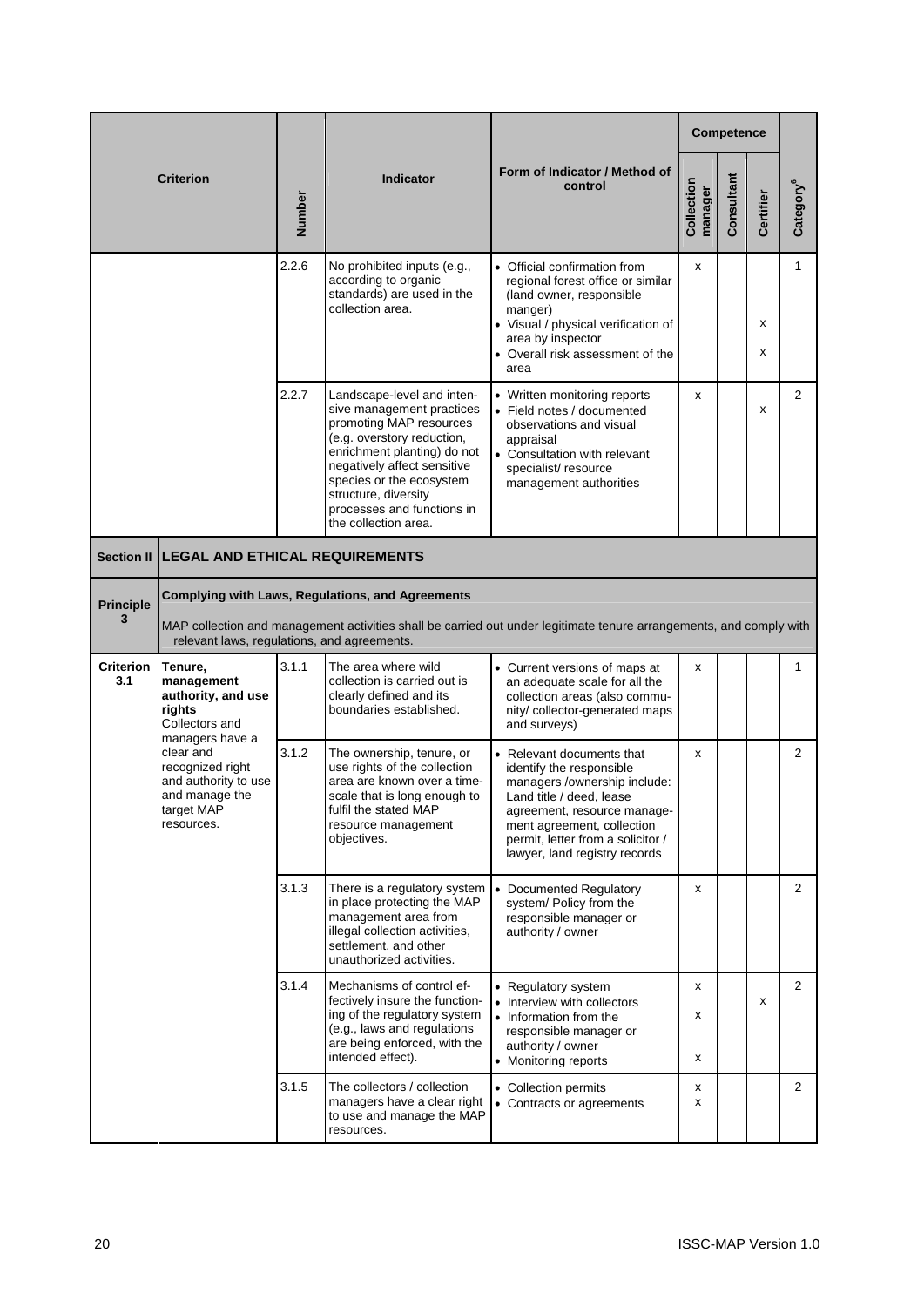| Criterion | | Number | Indicator | Form of Indicator / Method of control | Competence | | | Category[6] |
|---|---|---|---|---|---|---|---|---|
| | | | | | Collection manager | Consultant | Certifier | |
| | | 2.2.6 | No prohibited inputs (e.g., according to organic standards) are used in the collection area. | • Official confirmation from regional forest office or similar (land owner, responsible manger)<br>• Visual / physical verification of area by inspector<br>• Overall risk assessment of the area | x | | x<br>x | 1 |
| | | 2.2.7 | Landscape-level and intensive management practices promoting MAP resources (e.g. overstory reduction, enrichment planting) do not negatively affect sensitive species or the ecosystem structure, diversity processes and functions in the collection area. | • Written monitoring reports<br>• Field notes / documented observations and visual appraisal<br>• Consultation with relevant specialist/ resource management authorities | x | | x | 2 |
| **Section II** | **LEGAL AND ETHICAL REQUIREMENTS** | | | | | | | |
| **Principle 3** | **Complying with Laws, Regulations, and Agreements**<br>MAP collection and management activities shall be carried out under legitimate tenure arrangements, and comply with relevant laws, regulations, and agreements. | | | | | | | |
| **Criterion 3.1** | **Tenure, management authority, and use rights**<br>Collectors and managers have a clear and recognized right and authority to use and manage the target MAP resources. | 3.1.1 | The area where wild collection is carried out is clearly defined and its boundaries established. | • Current versions of maps at an adequate scale for all the collection areas (also community/ collector-generated maps and surveys) | x | | | 1 |
| | | 3.1.2 | The ownership, tenure, or use rights of the collection area are known over a timescale that is long enough to fulfil the stated MAP resource management objectives. | • Relevant documents that identify the responsible managers /ownership include: Land title / deed, lease agreement, resource management agreement, collection permit, letter from a solicitor / lawyer, land registry records | x | | | 2 |
| | | 3.1.3 | There is a regulatory system in place protecting the MAP management area from illegal collection activities, settlement, and other unauthorized activities. | • Documented Regulatory system/ Policy from the responsible manager or authority / owner | x | | | 2 |
| | | 3.1.4 | Mechanisms of control effectively insure the functioning of the regulatory system (e.g., laws and regulations are being enforced, with the intended effect). | • Regulatory system<br>• Interview with collectors<br>• Information from the responsible manager or authority / owner<br>• Monitoring reports | x<br>x<br>x | | x | 2 |
| | | 3.1.5 | The collectors / collection managers have a clear right to use and manage the MAP resources. | • Collection permits<br>• Contracts or agreements | x<br>x | | | 2 |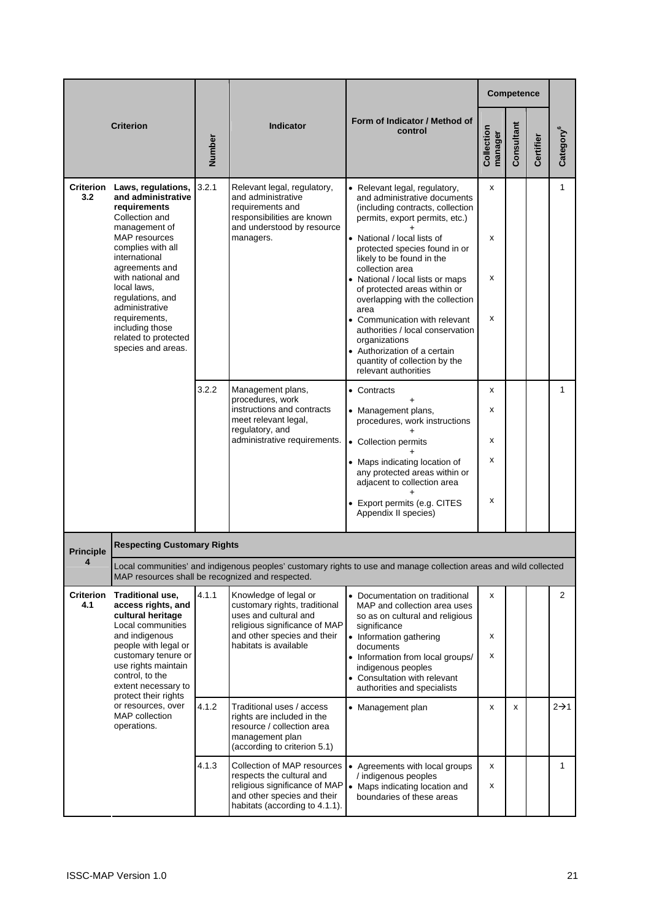| Criterion | | Number | Indicator | Form of Indicator / Method of control | Competence | | | Category[6] |
|---|---|---|---|---|---|---|---|---|
| | | | | | Collection manager | Consultant | Certifier | |
| **Criterion 3.2** | **Laws, regulations, and administrative requirements** Collection and management of MAP resources complies with all international agreements and with national and local laws, regulations, and administrative requirements, including those related to protected species and areas. | 3.2.1 | Relevant legal, regulatory, and administrative requirements and responsibilities are known and understood by resource managers. | • Relevant legal, regulatory, and administrative documents (including contracts, collection permits, export permits, etc.) + <br>• National / local lists of protected species found in or likely to be found in the collection area <br>• National / local lists or maps of protected areas within or overlapping with the collection area <br>• Communication with relevant authorities / local conservation organizations <br>• Authorization of a certain quantity of collection by the relevant authorities | x <br>x <br>x <br>x | | | 1 |
| | | 3.2.2 | Management plans, procedures, work instructions and contracts meet relevant legal, regulatory, and administrative requirements. | • Contracts + <br>• Management plans, procedures, work instructions + <br>• Collection permits + <br>• Maps indicating location of any protected areas within or adjacent to collection area + <br>• Export permits (e.g. CITES Appendix II species) | x <br>x <br>x <br>x <br>x | | | 1 |
| **Principle 4** | **Respecting Customary Rights** <br>Local communities' and indigenous peoples' customary rights to use and manage collection areas and wild collected MAP resources shall be recognized and respected. | | | | | | | |
| **Criterion 4.1** | **Traditional use, access rights, and cultural heritage** Local communities and indigenous people with legal or customary tenure or use rights maintain control, to the extent necessary to protect their rights or resources, over MAP collection operations. | 4.1.1 | Knowledge of legal or customary rights, traditional uses and cultural and religious significance of MAP and other species and their habitats is available | • Documentation on traditional MAP and collection area uses so as on cultural and religious significance <br>• Information gathering documents <br>• Information from local groups/ indigenous peoples <br>• Consultation with relevant authorities and specialists | x <br>x <br>x | | | 2 |
| | | 4.1.2 | Traditional uses / access rights are included in the resource / collection area management plan (according to criterion 5.1) | • Management plan | x | x | | 2→1 |
| | | 4.1.3 | Collection of MAP resources respects the cultural and religious significance of MAP and other species and their habitats (according to 4.1.1). | • Agreements with local groups / indigenous peoples <br>• Maps indicating location and boundaries of these areas | x <br>x | | | 1 |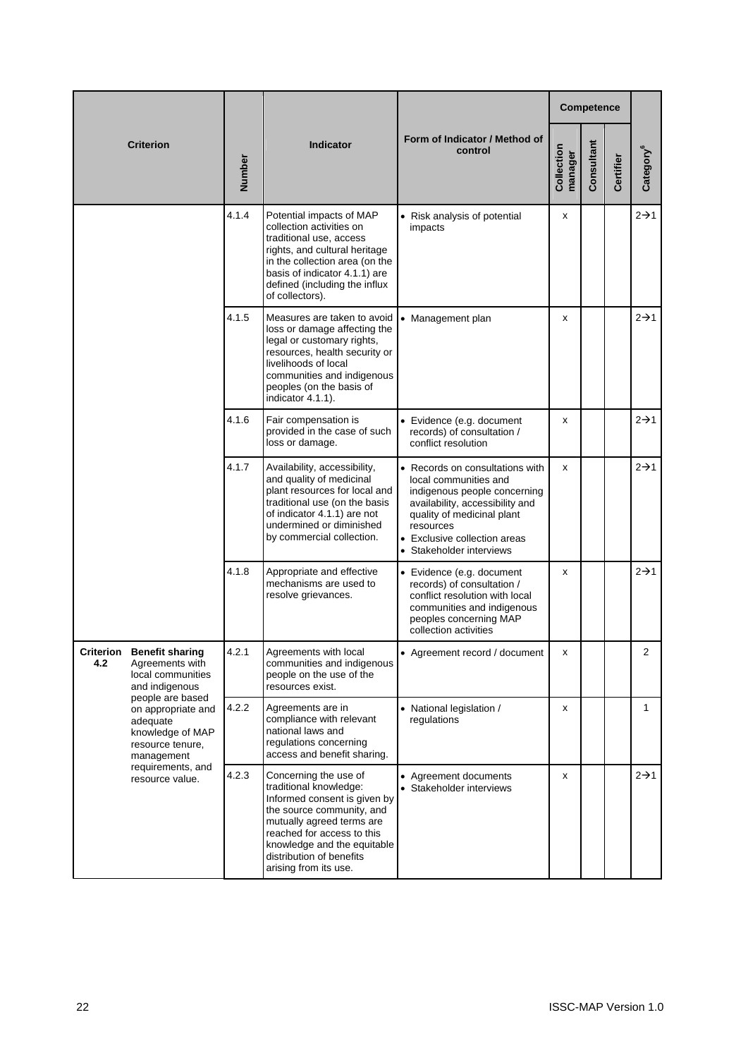| Criterion | | Number | Indicator | Form of Indicator / Method of control | Competence | | | Category[6] |
|---|---|---|---|---|---|---|---|---|
| | | | | | Collection manager | Consultant | Certifier | |
| | | 4.1.4 | Potential impacts of MAP collection activities on traditional use, access rights, and cultural heritage in the collection area (on the basis of indicator 4.1.1) are defined (including the influx of collectors). | • Risk analysis of potential impacts | x | | | 2→1 |
| | | 4.1.5 | Measures are taken to avoid loss or damage affecting the legal or customary rights, resources, health security or livelihoods of local communities and indigenous peoples (on the basis of indicator 4.1.1). | • Management plan | x | | | 2→1 |
| | | 4.1.6 | Fair compensation is provided in the case of such loss or damage. | • Evidence (e.g. document records) of consultation / conflict resolution | x | | | 2→1 |
| | | 4.1.7 | Availability, accessibility, and quality of medicinal plant resources for local and traditional use (on the basis of indicator 4.1.1) are not undermined or diminished by commercial collection. | • Records on consultations with local communities and indigenous people concerning availability, accessibility and quality of medicinal plant resources<br>• Exclusive collection areas<br>• Stakeholder interviews | x | | | 2→1 |
| | | 4.1.8 | Appropriate and effective mechanisms are used to resolve grievances. | • Evidence (e.g. document records) of consultation / conflict resolution with local communities and indigenous peoples concerning MAP collection activities | x | | | 2→1 |
| **Criterion 4.2** | **Benefit sharing** Agreements with local communities and indigenous people are based on appropriate and adequate knowledge of MAP resource tenure, management requirements, and resource value. | 4.2.1 | Agreements with local communities and indigenous people on the use of the resources exist. | • Agreement record / document | x | | | 2 |
| | | 4.2.2 | Agreements are in compliance with relevant national laws and regulations concerning access and benefit sharing. | • National legislation / regulations | x | | | 1 |
| | | 4.2.3 | Concerning the use of traditional knowledge: Informed consent is given by the source community, and mutually agreed terms are reached for access to this knowledge and the equitable distribution of benefits arising from its use. | • Agreement documents<br>• Stakeholder interviews | x | | | 2→1 |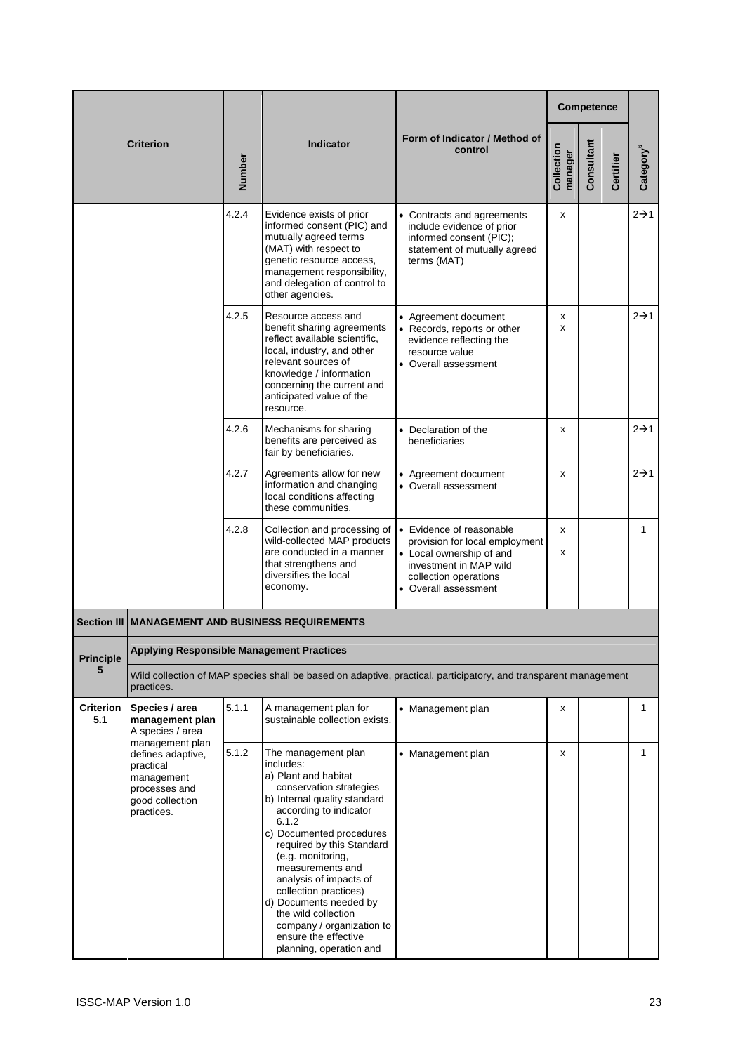| Criterion | | Number | Indicator | Form of Indicator / Method of control | Competence | | | Category[6] |
|---|---|---|---|---|---|---|---|---|
| | | | | | Collection manager | Consultant | Certifier | |
| | | 4.2.4 | Evidence exists of prior informed consent (PIC) and mutually agreed terms (MAT) with respect to genetic resource access, management responsibility, and delegation of control to other agencies. | • Contracts and agreements include evidence of prior informed consent (PIC); statement of mutually agreed terms (MAT) | x | | | 2→1 |
| | | 4.2.5 | Resource access and benefit sharing agreements reflect available scientific, local, industry, and other relevant sources of knowledge / information concerning the current and anticipated value of the resource. | • Agreement document<br>• Records, reports or other evidence reflecting the resource value<br>• Overall assessment | x<br>x | | | 2→1 |
| | | 4.2.6 | Mechanisms for sharing benefits are perceived as fair by beneficiaries. | • Declaration of the beneficiaries | x | | | 2→1 |
| | | 4.2.7 | Agreements allow for new information and changing local conditions affecting these communities. | • Agreement document<br>• Overall assessment | x | | | 2→1 |
| | | 4.2.8 | Collection and processing of wild-collected MAP products are conducted in a manner that strengthens and diversifies the local economy. | • Evidence of reasonable provision for local employment<br>• Local ownership of and investment in MAP wild collection operations<br>• Overall assessment | x<br>x | | | 1 |
| **Section III** | **MANAGEMENT AND BUSINESS REQUIREMENTS** | | | | | | | |
| **Principle 5** | **Applying Responsible Management Practices**<br>Wild collection of MAP species shall be based on adaptive, practical, participatory, and transparent management practices. | | | | | | | |
| **Criterion 5.1** | **Species / area management plan** A species / area management plan defines adaptive, practical management processes and good collection practices. | 5.1.1 | A management plan for sustainable collection exists. | • Management plan | x | | | 1 |
| | | 5.1.2 | The management plan includes:<br>a) Plant and habitat conservation strategies<br>b) Internal quality standard according to indicator 6.1.2<br>c) Documented procedures required by this Standard (e.g. monitoring, measurements and analysis of impacts of collection practices)<br>d) Documents needed by the wild collection company / organization to ensure the effective planning, operation and | • Management plan | x | | | 1 |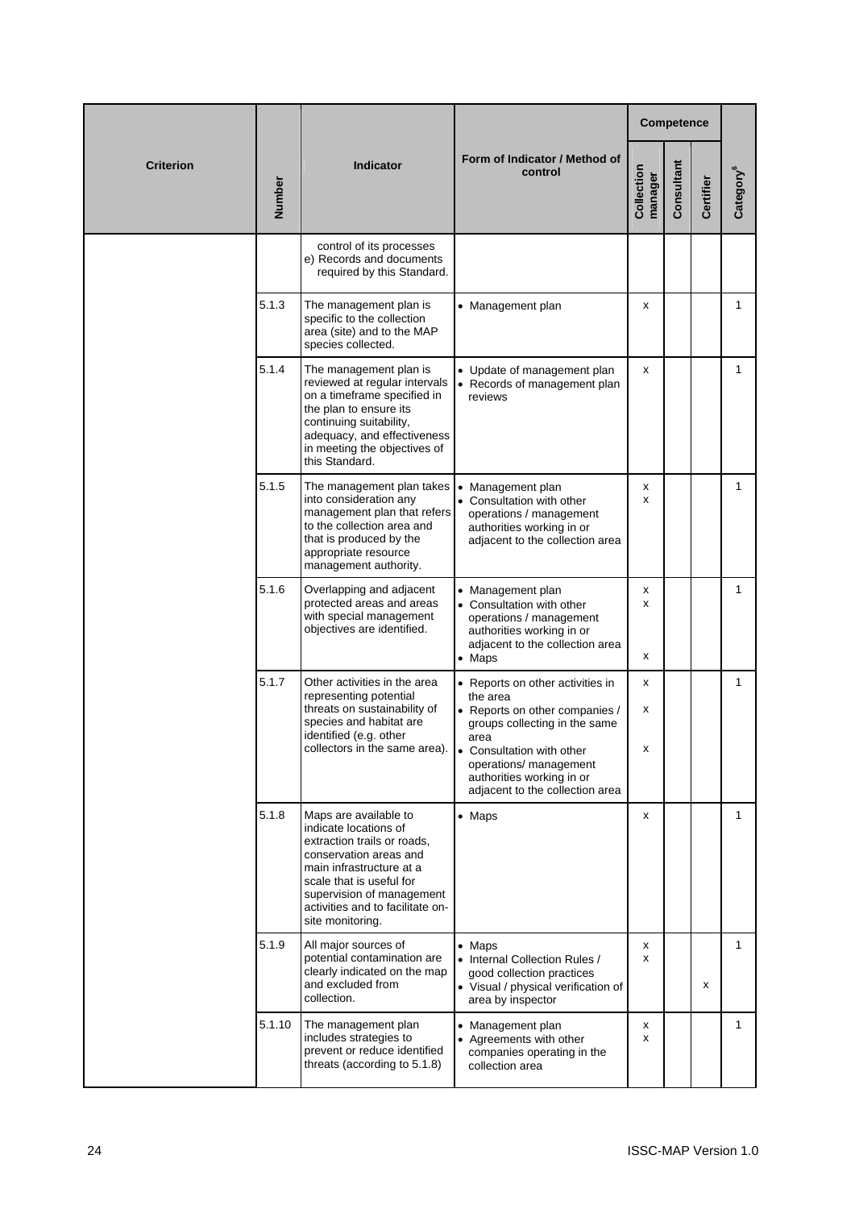| Criterion | Number | Indicator | Form of Indicator / Method of control | Competence | | | Category[6] |
|---|---|---|---|---|---|---|---|
| | | | | Collection manager | Consultant | Certifier | |
| | | control of its processes<br>e) Records and documents required by this Standard. | | | | | |
| | 5.1.3 | The management plan is specific to the collection area (site) and to the MAP species collected. | • Management plan | x | | | 1 |
| | 5.1.4 | The management plan is reviewed at regular intervals on a timeframe specified in the plan to ensure its continuing suitability, adequacy, and effectiveness in meeting the objectives of this Standard. | • Update of management plan<br>• Records of management plan reviews | x | | | 1 |
| | 5.1.5 | The management plan takes into consideration any management plan that refers to the collection area and that is produced by the appropriate resource management authority. | • Management plan<br>• Consultation with other operations / management authorities working in or adjacent to the collection area | x<br>x | | | 1 |
| | 5.1.6 | Overlapping and adjacent protected areas and areas with special management objectives are identified. | • Management plan<br>• Consultation with other operations / management authorities working in or adjacent to the collection area<br>• Maps | x<br>x<br>x | | | 1 |
| | 5.1.7 | Other activities in the area representing potential threats on sustainability of species and habitat are identified (e.g. other collectors in the same area). | • Reports on other activities in the area<br>• Reports on other companies / groups collecting in the same area<br>• Consultation with other operations/ management authorities working in or adjacent to the collection area | x<br>x<br>x | | | 1 |
| | 5.1.8 | Maps are available to indicate locations of extraction trails or roads, conservation areas and main infrastructure at a scale that is useful for supervision of management activities and to facilitate on-site monitoring. | • Maps | x | | | 1 |
| | 5.1.9 | All major sources of potential contamination are clearly indicated on the map and excluded from collection. | • Maps<br>• Internal Collection Rules / good collection practices<br>• Visual / physical verification of area by inspector | x<br>x | | x | 1 |
| | 5.1.10 | The management plan includes strategies to prevent or reduce identified threats (according to 5.1.8) | • Management plan<br>• Agreements with other companies operating in the collection area | x<br>x | | | 1 |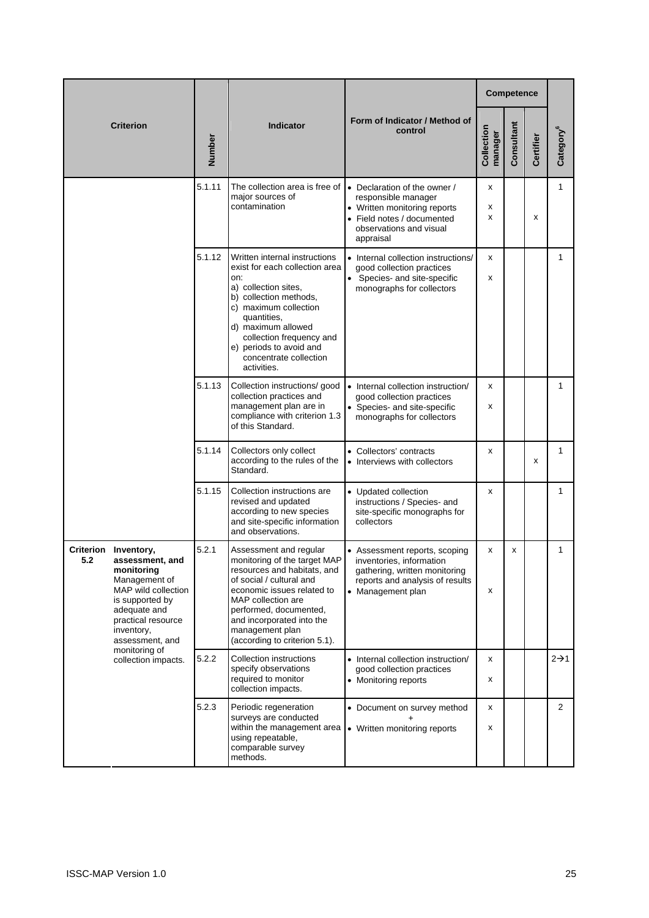| Criterion | | Number | Indicator | Form of Indicator / Method of control | Competence | | | Category[6] |
|---|---|---|---|---|---|---|---|---|
| | | | | | Collection manager | Consultant | Certifier | |
| | | 5.1.11 | The collection area is free of major sources of contamination | • Declaration of the owner / responsible manager<br>• Written monitoring reports<br>• Field notes / documented observations and visual appraisal | x<br>x<br>x | | x | 1 |
| | | 5.1.12 | Written internal instructions exist for each collection area on:<br>a) collection sites,<br>b) collection methods,<br>c) maximum collection quantities,<br>d) maximum allowed collection frequency and<br>e) periods to avoid and concentrate collection activities. | • Internal collection instructions/ good collection practices<br>• Species- and site-specific monographs for collectors | x<br>x | | | 1 |
| | | 5.1.13 | Collection instructions/ good collection practices and management plan are in compliance with criterion 1.3 of this Standard. | • Internal collection instruction/ good collection practices<br>• Species- and site-specific monographs for collectors | x<br>x | | | 1 |
| | | 5.1.14 | Collectors only collect according to the rules of the Standard. | • Collectors' contracts<br>• Interviews with collectors | x | | x | 1 |
| | | 5.1.15 | Collection instructions are revised and updated according to new species and site-specific information and observations. | • Updated collection instructions / Species- and site-specific monographs for collectors | x | | | 1 |
| **Criterion 5.2** | **Inventory, assessment, and monitoring**<br>Management of MAP wild collection is supported by adequate and practical resource inventory, assessment, and monitoring of collection impacts. | 5.2.1 | Assessment and regular monitoring of the target MAP resources and habitats, and of social / cultural and economic issues related to MAP collection are performed, documented, and incorporated into the management plan (according to criterion 5.1). | • Assessment reports, scoping inventories, information gathering, written monitoring reports and analysis of results<br>• Management plan | x<br>x | x | | 1 |
| | | 5.2.2 | Collection instructions specify observations required to monitor collection impacts. | • Internal collection instruction/ good collection practices<br>• Monitoring reports | x<br>x | | | 2→1 |
| | | 5.2.3 | Periodic regeneration surveys are conducted within the management area using repeatable, comparable survey methods. | • Document on survey method<br>+<br>• Written monitoring reports | x<br>x | | | 2 |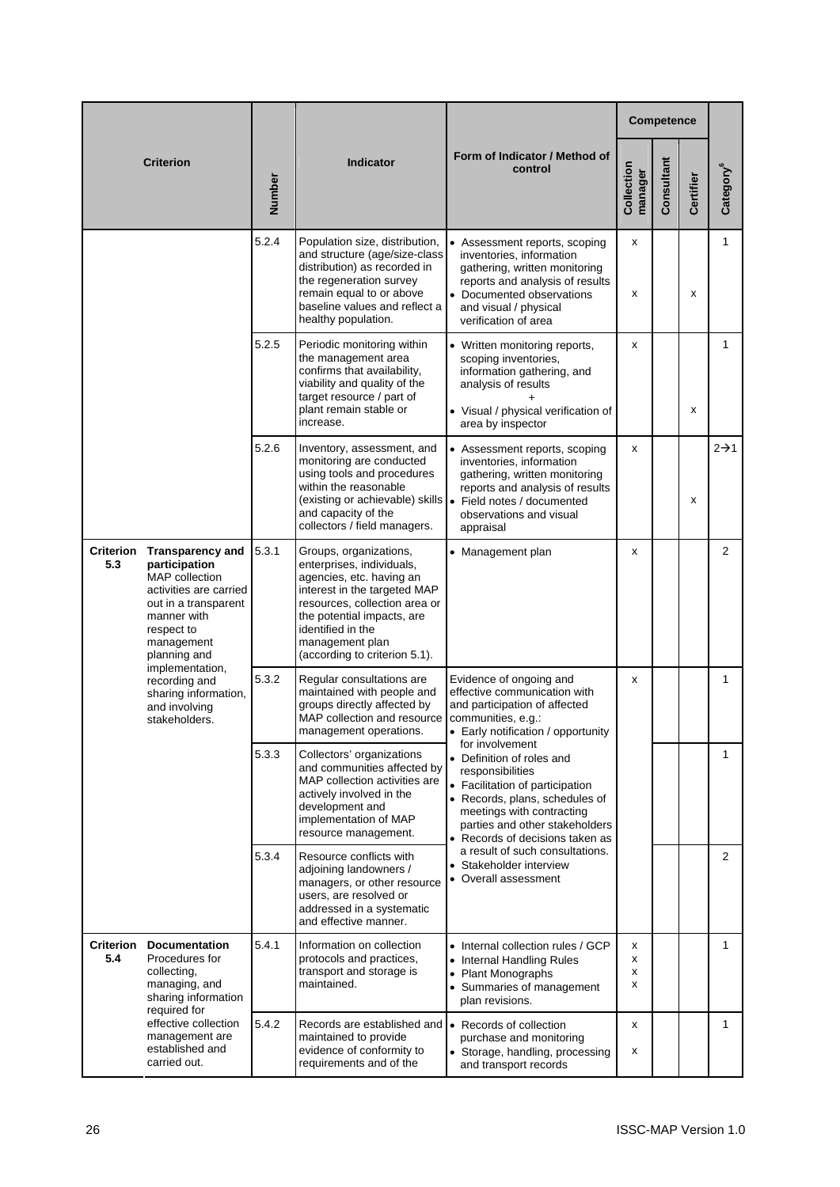| Criterion | | Number | Indicator | Form of Indicator / Method of control | Competence | | | Category[6] |
|---|---|---|---|---|---|---|---|---|
| | | | | | Collection manager | Consultant | Certifier | |
| | | 5.2.4 | Population size, distribution, and structure (age/size-class distribution) as recorded in the regeneration survey remain equal to or above baseline values and reflect a healthy population. | • Assessment reports, scoping inventories, information gathering, written monitoring reports and analysis of results<br>• Documented observations and visual / physical verification of area | x<br>x | | <br>x | 1 |
| | | 5.2.5 | Periodic monitoring within the management area confirms that availability, viability and quality of the target resource / part of plant remain stable or increase. | • Written monitoring reports, scoping inventories, information gathering, and analysis of results<br>+<br>• Visual / physical verification of area by inspector | x | | <br>x | 1 |
| | | 5.2.6 | Inventory, assessment, and monitoring are conducted using tools and procedures within the reasonable (existing or achievable) skills and capacity of the collectors / field managers. | • Assessment reports, scoping inventories, information gathering, written monitoring reports and analysis of results<br>• Field notes / documented observations and visual appraisal | x | | <br>x | 2→1 |
| **Criterion 5.3** | **Transparency and participation**<br>MAP collection activities are carried out in a transparent manner with respect to management planning and implementation, recording and sharing information, and involving stakeholders. | 5.3.1 | Groups, organizations, enterprises, individuals, agencies, etc. having an interest in the targeted MAP resources, collection area or the potential impacts, are identified in the management plan (according to criterion 5.1). | • Management plan | x | | | 2 |
| | | 5.3.2 | Regular consultations are maintained with people and groups directly affected by MAP collection and resource management operations. | Evidence of ongoing and effective communication with and participation of affected communities, e.g.:<br>• Early notification / opportunity for involvement<br>• Definition of roles and responsibilities<br>• Facilitation of participation<br>• Records, plans, schedules of meetings with contracting parties and other stakeholders<br>• Records of decisions taken as a result of such consultations.<br>• Stakeholder interview<br>• Overall assessment | x | | | 1 |
| | | 5.3.3 | Collectors' organizations and communities affected by MAP collection activities are actively involved in the development and implementation of MAP resource management. | | | | | 1 |
| | | 5.3.4 | Resource conflicts with adjoining landowners / managers, or other resource users, are resolved or addressed in a systematic and effective manner. | | | | | 2 |
| **Criterion 5.4** | **Documentation**<br>Procedures for collecting, managing, and sharing information required for effective collection management are established and carried out. | 5.4.1 | Information on collection protocols and practices, transport and storage is maintained. | • Internal collection rules / GCP<br>• Internal Handling Rules<br>• Plant Monographs<br>• Summaries of management plan revisions. | x<br>x<br>x<br>x | | | 1 |
| | | 5.4.2 | Records are established and maintained to provide evidence of conformity to requirements and of the | • Records of collection purchase and monitoring<br>• Storage, handling, processing and transport records | x<br>x | | | 1 |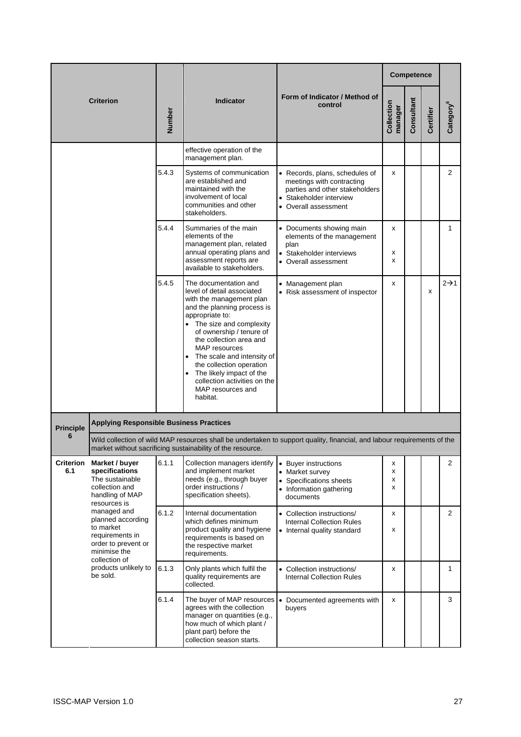| Criterion | | Number | Indicator | Form of Indicator / Method of control | Competence | | | Category[6] |
|---|---|---|---|---|---|---|---|---|
| | | | | | Collection manager | Consultant | Certifier | |
| | | | effective operation of the management plan. | | | | | |
| | | 5.4.3 | Systems of communication are established and maintained with the involvement of local communities and other stakeholders. | • Records, plans, schedules of meetings with contracting parties and other stakeholders<br>• Stakeholder interview<br>• Overall assessment | x | | | 2 |
| | | 5.4.4 | Summaries of the main elements of the management plan, related annual operating plans and assessment reports are available to stakeholders. | • Documents showing main elements of the management plan<br>• Stakeholder interviews<br>• Overall assessment | x<br>x<br>x | | | 1 |
| | | 5.4.5 | The documentation and level of detail associated with the management plan and the planning process is appropriate to:<br>• The size and complexity of ownership / tenure of the collection area and MAP resources<br>• The scale and intensity of the collection operation<br>• The likely impact of the collection activities on the MAP resources and habitat. | • Management plan<br>• Risk assessment of inspector | x | | x | 2→1 |
| **Principle 6** | **Applying Responsible Business Practices** | | | | | | | |
| | Wild collection of wild MAP resources shall be undertaken to support quality, financial, and labour requirements of the market without sacrificing sustainability of the resource. | | | | | | | |
| **Criterion 6.1** | **Market / buyer specifications**<br>The sustainable collection and handling of MAP resources is managed and planned according to market requirements in order to prevent or minimise the collection of products unlikely to be sold. | 6.1.1 | Collection managers identify and implement market needs (e.g., through buyer order instructions / specification sheets). | • Buyer instructions<br>• Market survey<br>• Specifications sheets<br>• Information gathering documents | x<br>x<br>x<br>x | | | 2 |
| | | 6.1.2 | Internal documentation which defines minimum product quality and hygiene requirements is based on the respective market requirements. | • Collection instructions/ Internal Collection Rules<br>• Internal quality standard | x<br>x | | | 2 |
| | | 6.1.3 | Only plants which fulfil the quality requirements are collected. | • Collection instructions/ Internal Collection Rules | x | | | 1 |
| | | 6.1.4 | The buyer of MAP resources agrees with the collection manager on quantities (e.g., how much of which plant / plant part) before the collection season starts. | • Documented agreements with buyers | x | | | 3 |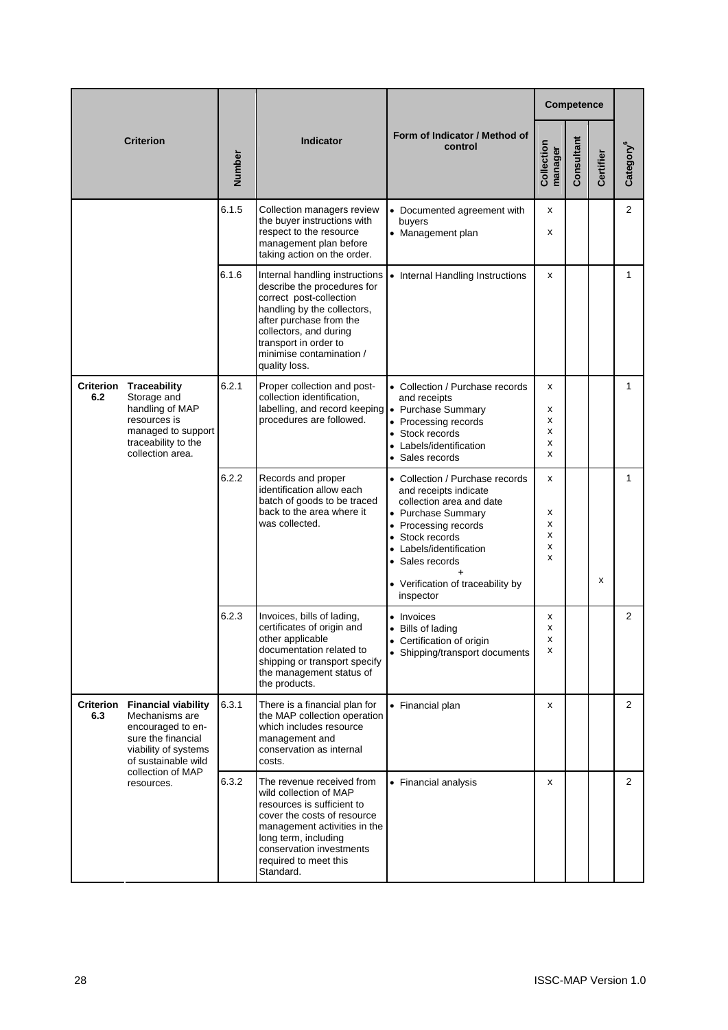| Criterion | Number | Indicator | Form of Indicator / Method of control | Competence | | | Category[6] |
|---|---|---|---|---|---|---|---|
| | | | | Collection manager | Consultant | Certifier | |
| | 6.1.5 | Collection managers review the buyer instructions with respect to the resource management plan before taking action on the order. | • Documented agreement with buyers<br>• Management plan | x<br>x | | | 2 |
| | 6.1.6 | Internal handling instructions describe the procedures for correct post-collection handling by the collectors, after purchase from the collectors, and during transport in order to minimise contamination / quality loss. | • Internal Handling Instructions | x | | | 1 |
| **Criterion 6.2** **Traceability** Storage and handling of MAP resources is managed to support traceability to the collection area. | 6.2.1 | Proper collection and post-collection identification, labelling, and record keeping procedures are followed. | • Collection / Purchase records and receipts<br>• Purchase Summary<br>• Processing records<br>• Stock records<br>• Labels/identification<br>• Sales records | x<br>x<br>x<br>x<br>x<br>x | | | 1 |
| | 6.2.2 | Records and proper identification allow each batch of goods to be traced back to the area where it was collected. | • Collection / Purchase records and receipts indicate collection area and date<br>• Purchase Summary<br>• Processing records<br>• Stock records<br>• Labels/identification<br>• Sales records<br>+<br>• Verification of traceability by inspector | x<br>x<br>x<br>x<br>x<br>x | | x | 1 |
| | 6.2.3 | Invoices, bills of lading, certificates of origin and other applicable documentation related to shipping or transport specify the management status of the products. | • Invoices<br>• Bills of lading<br>• Certification of origin<br>• Shipping/transport documents | x<br>x<br>x<br>x | | | 2 |
| **Criterion 6.3** **Financial viability** Mechanisms are encouraged to ensure the financial viability of systems of sustainable wild collection of MAP resources. | 6.3.1 | There is a financial plan for the MAP collection operation which includes resource management and conservation as internal costs. | • Financial plan | x | | | 2 |
| | 6.3.2 | The revenue received from wild collection of MAP resources is sufficient to cover the costs of resource management activities in the long term, including conservation investments required to meet this Standard. | • Financial analysis | x | | | 2 |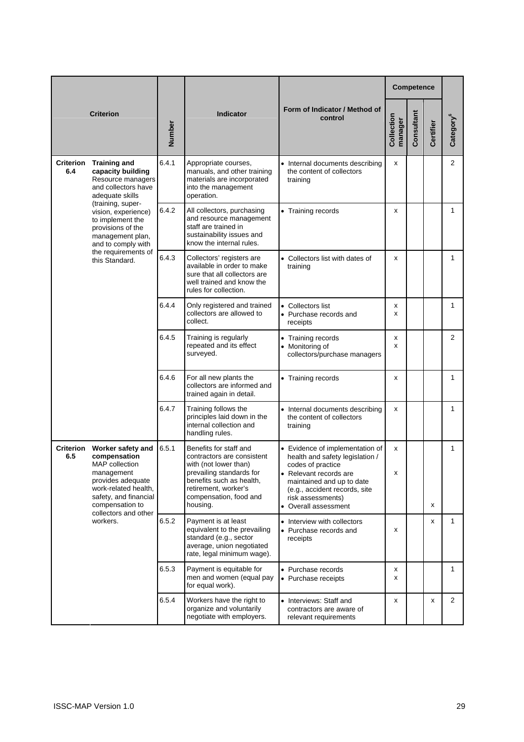| Criterion | | Number | Indicator | Form of Indicator / Method of control | Competence | | | Category[6] |
|---|---|---|---|---|---|---|---|---|
| | | | | | Collection manager | Consultant | Certifier | |
| **Criterion 6.4** | **Training and capacity building** Resource managers and collectors have adequate skills (training, super-vision, experience) to implement the provisions of the management plan, and to comply with the requirements of this Standard. | 6.4.1 | Appropriate courses, manuals, and other training materials are incorporated into the management operation. | • Internal documents describing the content of collectors training | x | | | 2 |
| | | 6.4.2 | All collectors, purchasing and resource management staff are trained in sustainability issues and know the internal rules. | • Training records | x | | | 1 |
| | | 6.4.3 | Collectors' registers are available in order to make sure that all collectors are well trained and know the rules for collection. | • Collectors list with dates of training | x | | | 1 |
| | | 6.4.4 | Only registered and trained collectors are allowed to collect. | • Collectors list<br>• Purchase records and receipts | x<br>x | | | 1 |
| | | 6.4.5 | Training is regularly repeated and its effect surveyed. | • Training records<br>• Monitoring of collectors/purchase managers | x<br>x | | | 2 |
| | | 6.4.6 | For all new plants the collectors are informed and trained again in detail. | • Training records | x | | | 1 |
| | | 6.4.7 | Training follows the principles laid down in the internal collection and handling rules. | • Internal documents describing the content of collectors training | x | | | 1 |
| **Criterion 6.5** | **Worker safety and compensation** MAP collection management provides adequate work-related health, safety, and financial compensation to collectors and other workers. | 6.5.1 | Benefits for staff and contractors are consistent with (not lower than) prevailing standards for benefits such as health, retirement, worker's compensation, food and housing. | • Evidence of implementation of health and safety legislation / codes of practice<br>• Relevant records are maintained and up to date (e.g., accident records, site risk assessments)<br>• Overall assessment | x<br>x | | x | 1 |
| | | 6.5.2 | Payment is at least equivalent to the prevailing standard (e.g., sector average, union negotiated rate, legal minimum wage). | • Interview with collectors<br>• Purchase records and receipts | x | | x | 1 |
| | | 6.5.3 | Payment is equitable for men and women (equal pay for equal work). | • Purchase records<br>• Purchase receipts | x<br>x | | | 1 |
| | | 6.5.4 | Workers have the right to organize and voluntarily negotiate with employers. | • Interviews: Staff and contractors are aware of relevant requirements | x | | x | 2 |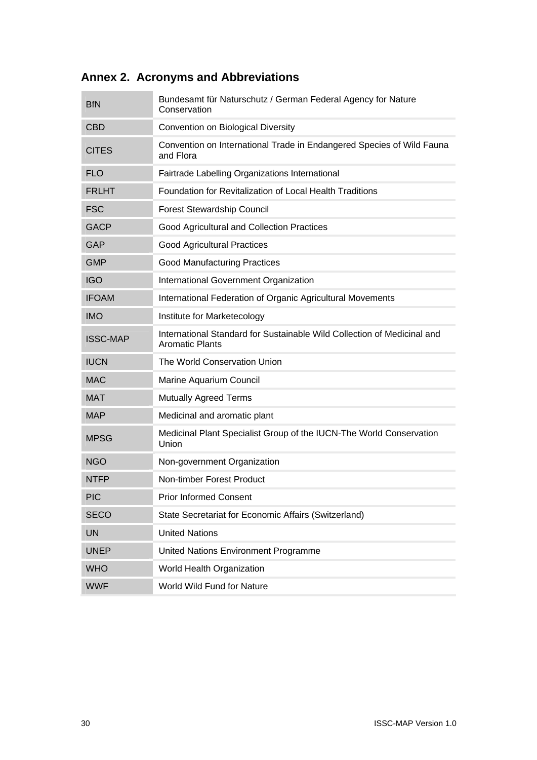## Annex 2. Acronyms and Abbreviations

| | |
|---|---|
| BfN | Bundesamt für Naturschutz / German Federal Agency for Nature Conservation |
| CBD | Convention on Biological Diversity |
| CITES | Convention on International Trade in Endangered Species of Wild Fauna and Flora |
| FLO | Fairtrade Labelling Organizations International |
| FRLHT | Foundation for Revitalization of Local Health Traditions |
| FSC | Forest Stewardship Council |
| GACP | Good Agricultural and Collection Practices |
| GAP | Good Agricultural Practices |
| GMP | Good Manufacturing Practices |
| IGO | International Government Organization |
| IFOAM | International Federation of Organic Agricultural Movements |
| IMO | Institute for Marketecology |
| ISSC-MAP | International Standard for Sustainable Wild Collection of Medicinal and Aromatic Plants |
| IUCN | The World Conservation Union |
| MAC | Marine Aquarium Council |
| MAT | Mutually Agreed Terms |
| MAP | Medicinal and aromatic plant |
| MPSG | Medicinal Plant Specialist Group of the IUCN-The World Conservation Union |
| NGO | Non-government Organization |
| NTFP | Non-timber Forest Product |
| PIC | Prior Informed Consent |
| SECO | State Secretariat for Economic Affairs (Switzerland) |
| UN | United Nations |
| UNEP | United Nations Environment Programme |
| WHO | World Health Organization |
| WWF | World Wild Fund for Nature |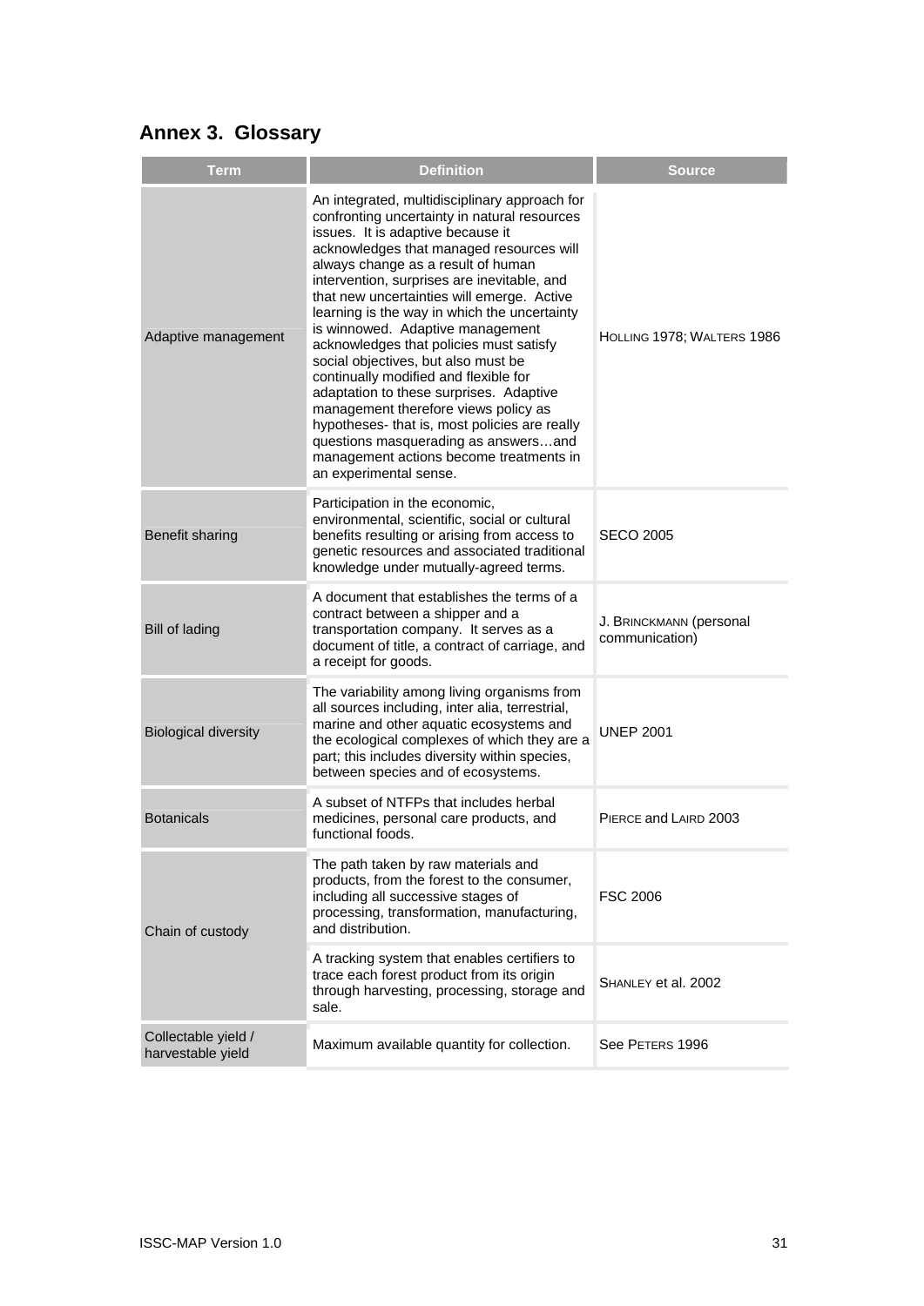## Annex 3. Glossary

| Term | Definition | Source |
|---|---|---|
| Adaptive management | An integrated, multidisciplinary approach for confronting uncertainty in natural resources issues. It is adaptive because it acknowledges that managed resources will always change as a result of human intervention, surprises are inevitable, and that new uncertainties will emerge. Active learning is the way in which the uncertainty is winnowed. Adaptive management acknowledges that policies must satisfy social objectives, but also must be continually modified and flexible for adaptation to these surprises. Adaptive management therefore views policy as hypotheses- that is, most policies are really questions masquerading as answers…and management actions become treatments in an experimental sense. | HOLLING 1978; WALTERS 1986 |
| Benefit sharing | Participation in the economic, environmental, scientific, social or cultural benefits resulting or arising from access to genetic resources and associated traditional knowledge under mutually-agreed terms. | SECO 2005 |
| Bill of lading | A document that establishes the terms of a contract between a shipper and a transportation company. It serves as a document of title, a contract of carriage, and a receipt for goods. | J. BRINCKMANN (personal communication) |
| Biological diversity | The variability among living organisms from all sources including, inter alia, terrestrial, marine and other aquatic ecosystems and the ecological complexes of which they are a part; this includes diversity within species, between species and of ecosystems. | UNEP 2001 |
| Botanicals | A subset of NTFPs that includes herbal medicines, personal care products, and functional foods. | PIERCE and LAIRD 2003 |
| Chain of custody | The path taken by raw materials and products, from the forest to the consumer, including all successive stages of processing, transformation, manufacturing, and distribution. | FSC 2006 |
| | A tracking system that enables certifiers to trace each forest product from its origin through harvesting, processing, storage and sale. | SHANLEY et al. 2002 |
| Collectable yield / harvestable yield | Maximum available quantity for collection. | See PETERS 1996 |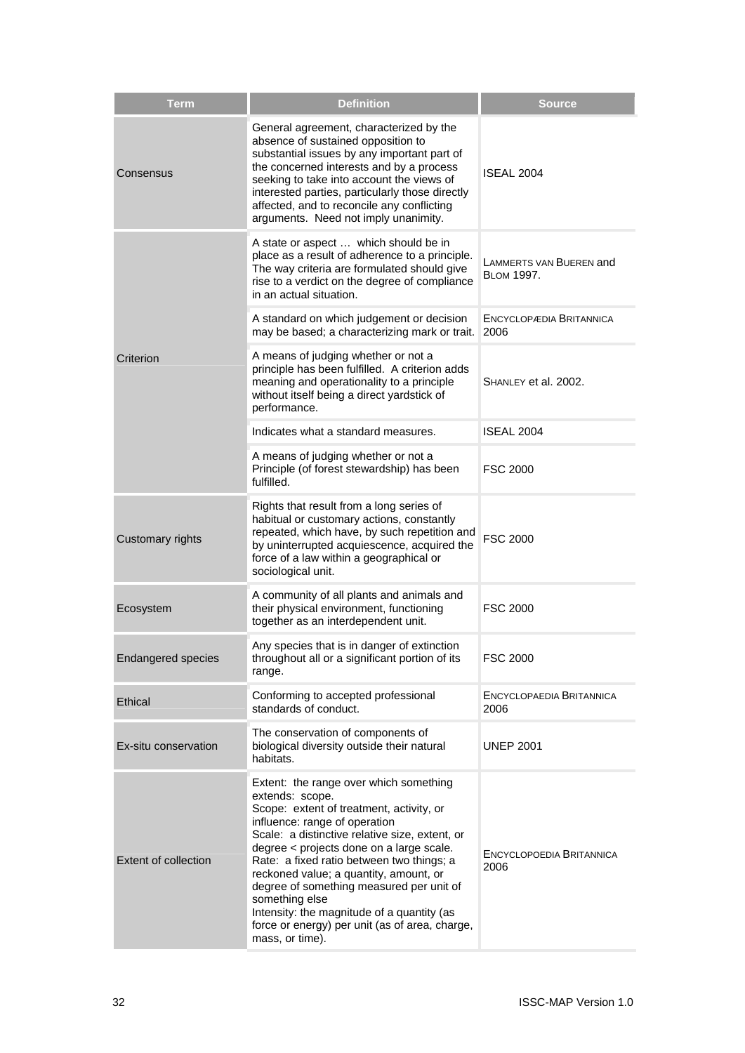| Term | Definition | Source |
|---|---|---|
| Consensus | General agreement, characterized by the absence of sustained opposition to substantial issues by any important part of the concerned interests and by a process seeking to take into account the views of interested parties, particularly those directly affected, and to reconcile any conflicting arguments. Need not imply unanimity. | ISEAL 2004 |
| Criterion | A state or aspect … which should be in place as a result of adherence to a principle. The way criteria are formulated should give rise to a verdict on the degree of compliance in an actual situation. | Lammerts van Bueren and Blom 1997. |
| | A standard on which judgement or decision may be based; a characterizing mark or trait. | Encyclopædia Britannica 2006 |
| | A means of judging whether or not a principle has been fulfilled. A criterion adds meaning and operationality to a principle without itself being a direct yardstick of performance. | Shanley et al. 2002. |
| | Indicates what a standard measures. | ISEAL 2004 |
| | A means of judging whether or not a Principle (of forest stewardship) has been fulfilled. | FSC 2000 |
| Customary rights | Rights that result from a long series of habitual or customary actions, constantly repeated, which have, by such repetition and by uninterrupted acquiescence, acquired the force of a law within a geographical or sociological unit. | FSC 2000 |
| Ecosystem | A community of all plants and animals and their physical environment, functioning together as an interdependent unit. | FSC 2000 |
| Endangered species | Any species that is in danger of extinction throughout all or a significant portion of its range. | FSC 2000 |
| Ethical | Conforming to accepted professional standards of conduct. | Encyclopaedia Britannica 2006 |
| Ex-situ conservation | The conservation of components of biological diversity outside their natural habitats. | UNEP 2001 |
| Extent of collection | Extent: the range over which something extends: scope.<br>Scope: extent of treatment, activity, or influence: range of operation<br>Scale: a distinctive relative size, extent, or degree < projects done on a large scale.<br>Rate: a fixed ratio between two things; a reckoned value; a quantity, amount, or degree of something measured per unit of something else<br>Intensity: the magnitude of a quantity (as force or energy) per unit (as of area, charge, mass, or time). | Encyclopoedia Britannica 2006 |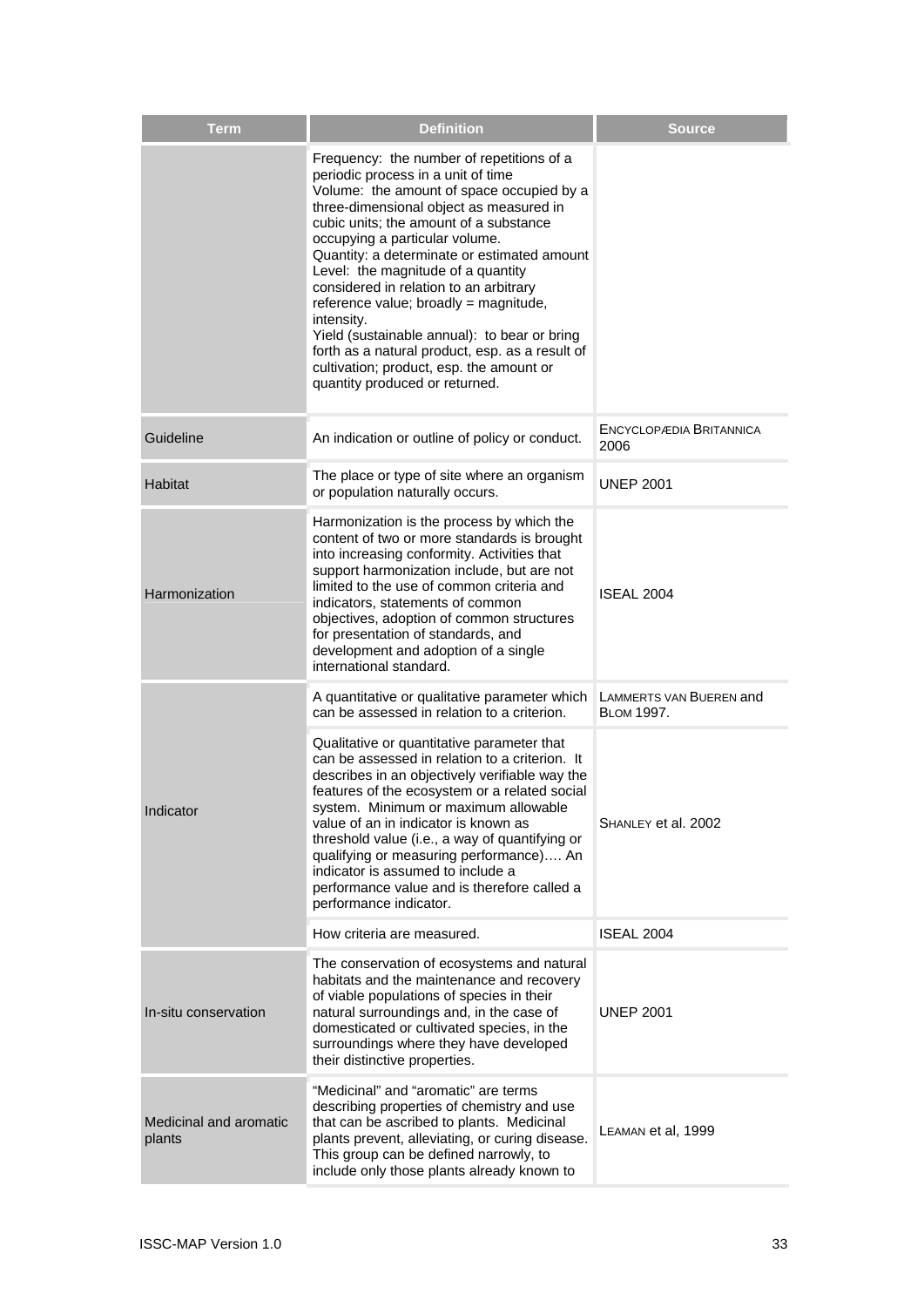| Term | Definition | Source |
|---|---|---|
| | Frequency: the number of repetitions of a periodic process in a unit of time<br>Volume: the amount of space occupied by a three-dimensional object as measured in cubic units; the amount of a substance occupying a particular volume.<br>Quantity: a determinate or estimated amount<br>Level: the magnitude of a quantity considered in relation to an arbitrary reference value; broadly = magnitude, intensity.<br>Yield (sustainable annual): to bear or bring forth as a natural product, esp. as a result of cultivation; product, esp. the amount or quantity produced or returned. | |
| Guideline | An indication or outline of policy or conduct. | ENCYCLOPÆDIA BRITANNICA 2006 |
| Habitat | The place or type of site where an organism or population naturally occurs. | UNEP 2001 |
| Harmonization | Harmonization is the process by which the content of two or more standards is brought into increasing conformity. Activities that support harmonization include, but are not limited to the use of common criteria and indicators, statements of common objectives, adoption of common structures for presentation of standards, and development and adoption of a single international standard. | ISEAL 2004 |
| Indicator | A quantitative or qualitative parameter which can be assessed in relation to a criterion. | LAMMERTS VAN BUEREN and BLOM 1997. |
| | Qualitative or quantitative parameter that can be assessed in relation to a criterion. It describes in an objectively verifiable way the features of the ecosystem or a related social system. Minimum or maximum allowable value of an in indicator is known as threshold value (i.e., a way of quantifying or qualifying or measuring performance)…. An indicator is assumed to include a performance value and is therefore called a performance indicator. | SHANLEY et al. 2002 |
| | How criteria are measured. | ISEAL 2004 |
| In-situ conservation | The conservation of ecosystems and natural habitats and the maintenance and recovery of viable populations of species in their natural surroundings and, in the case of domesticated or cultivated species, in the surroundings where they have developed their distinctive properties. | UNEP 2001 |
| Medicinal and aromatic plants | "Medicinal" and "aromatic" are terms describing properties of chemistry and use that can be ascribed to plants. Medicinal plants prevent, alleviating, or curing disease. This group can be defined narrowly, to include only those plants already known to | LEAMAN et al, 1999 |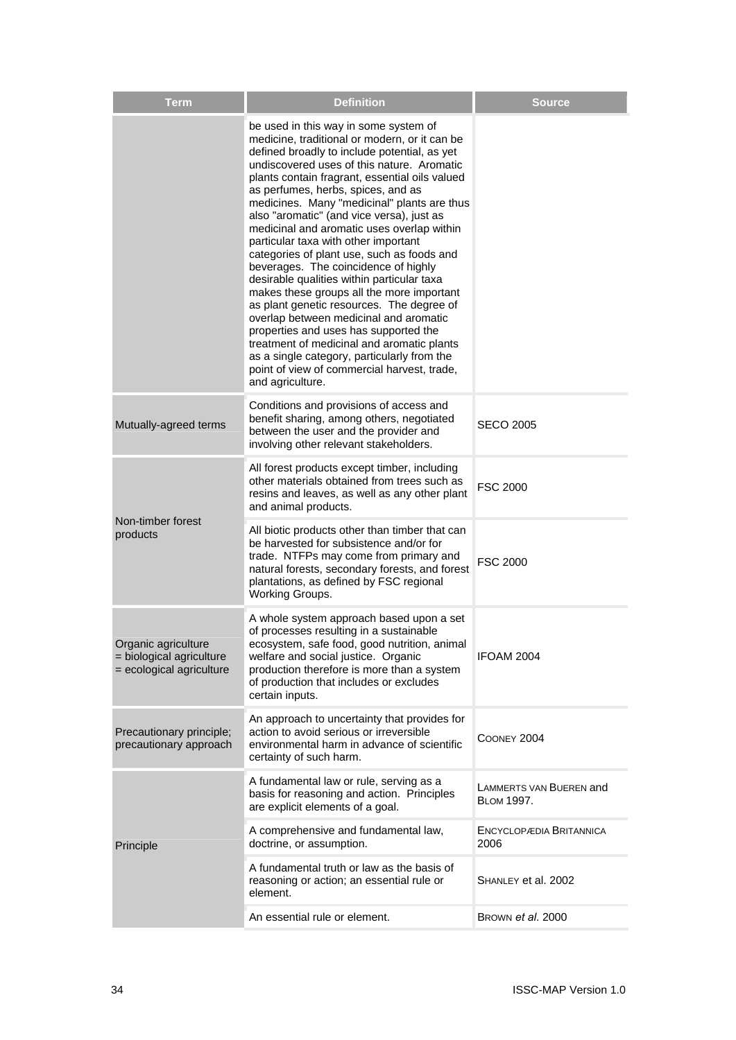| Term | Definition | Source |
|---|---|---|
| | be used in this way in some system of medicine, traditional or modern, or it can be defined broadly to include potential, as yet undiscovered uses of this nature. Aromatic plants contain fragrant, essential oils valued as perfumes, herbs, spices, and as medicines. Many "medicinal" plants are thus also "aromatic" (and vice versa), just as medicinal and aromatic uses overlap within particular taxa with other important categories of plant use, such as foods and beverages. The coincidence of highly desirable qualities within particular taxa makes these groups all the more important as plant genetic resources. The degree of overlap between medicinal and aromatic properties and uses has supported the treatment of medicinal and aromatic plants as a single category, particularly from the point of view of commercial harvest, trade, and agriculture. | |
| Mutually-agreed terms | Conditions and provisions of access and benefit sharing, among others, negotiated between the user and the provider and involving other relevant stakeholders. | SECO 2005 |
| Non-timber forest products | All forest products except timber, including other materials obtained from trees such as resins and leaves, as well as any other plant and animal products. | FSC 2000 |
| | All biotic products other than timber that can be harvested for subsistence and/or for trade. NTFPs may come from primary and natural forests, secondary forests, and forest plantations, as defined by FSC regional Working Groups. | FSC 2000 |
| Organic agriculture = biological agriculture = ecological agriculture | A whole system approach based upon a set of processes resulting in a sustainable ecosystem, safe food, good nutrition, animal welfare and social justice. Organic production therefore is more than a system of production that includes or excludes certain inputs. | IFOAM 2004 |
| Precautionary principle; precautionary approach | An approach to uncertainty that provides for action to avoid serious or irreversible environmental harm in advance of scientific certainty of such harm. | COONEY 2004 |
| Principle | A fundamental law or rule, serving as a basis for reasoning and action. Principles are explicit elements of a goal. | LAMMERTS VAN BUEREN and BLOM 1997. |
| | A comprehensive and fundamental law, doctrine, or assumption. | ENCYCLOPÆDIA BRITANNICA 2006 |
| | A fundamental truth or law as the basis of reasoning or action; an essential rule or element. | SHANLEY et al. 2002 |
| | An essential rule or element. | BROWN *et al*. 2000 |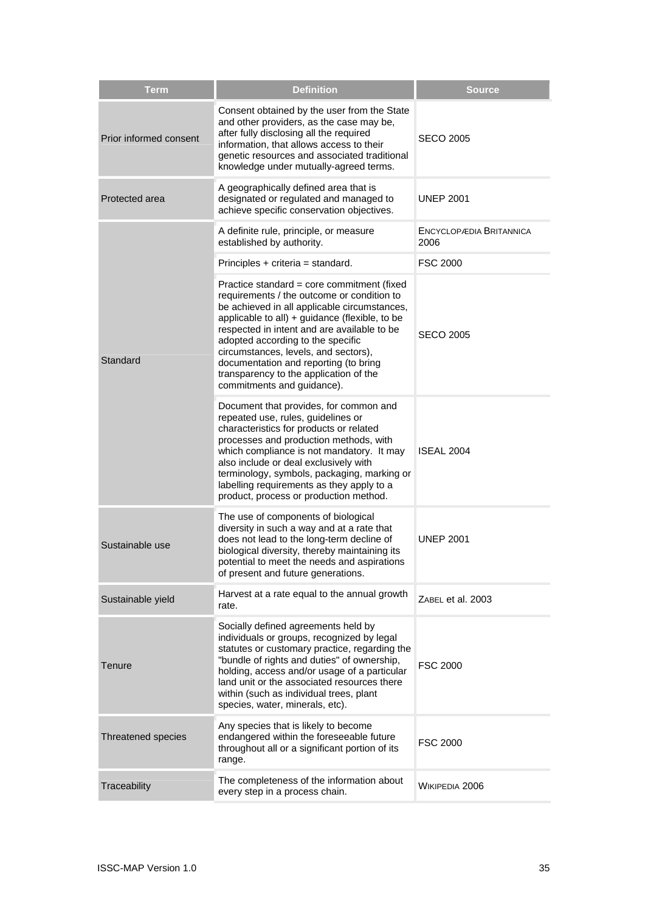| Term | Definition | Source |
|---|---|---|
| Prior informed consent | Consent obtained by the user from the State and other providers, as the case may be, after fully disclosing all the required information, that allows access to their genetic resources and associated traditional knowledge under mutually-agreed terms. | SECO 2005 |
| Protected area | A geographically defined area that is designated or regulated and managed to achieve specific conservation objectives. | UNEP 2001 |
| Standard | A definite rule, principle, or measure established by authority. | Encyclopædia Britannica 2006 |
| | Principles + criteria = standard. | FSC 2000 |
| | Practice standard = core commitment (fixed requirements / the outcome or condition to be achieved in all applicable circumstances, applicable to all) + guidance (flexible, to be respected in intent and are available to be adopted according to the specific circumstances, levels, and sectors), documentation and reporting (to bring transparency to the application of the commitments and guidance). | SECO 2005 |
| | Document that provides, for common and repeated use, rules, guidelines or characteristics for products or related processes and production methods, with which compliance is not mandatory. It may also include or deal exclusively with terminology, symbols, packaging, marking or labelling requirements as they apply to a product, process or production method. | ISEAL 2004 |
| Sustainable use | The use of components of biological diversity in such a way and at a rate that does not lead to the long-term decline of biological diversity, thereby maintaining its potential to meet the needs and aspirations of present and future generations. | UNEP 2001 |
| Sustainable yield | Harvest at a rate equal to the annual growth rate. | Zabel et al. 2003 |
| Tenure | Socially defined agreements held by individuals or groups, recognized by legal statutes or customary practice, regarding the "bundle of rights and duties" of ownership, holding, access and/or usage of a particular land unit or the associated resources there within (such as individual trees, plant species, water, minerals, etc). | FSC 2000 |
| Threatened species | Any species that is likely to become endangered within the foreseeable future throughout all or a significant portion of its range. | FSC 2000 |
| Traceability | The completeness of the information about every step in a process chain. | Wikipedia 2006 |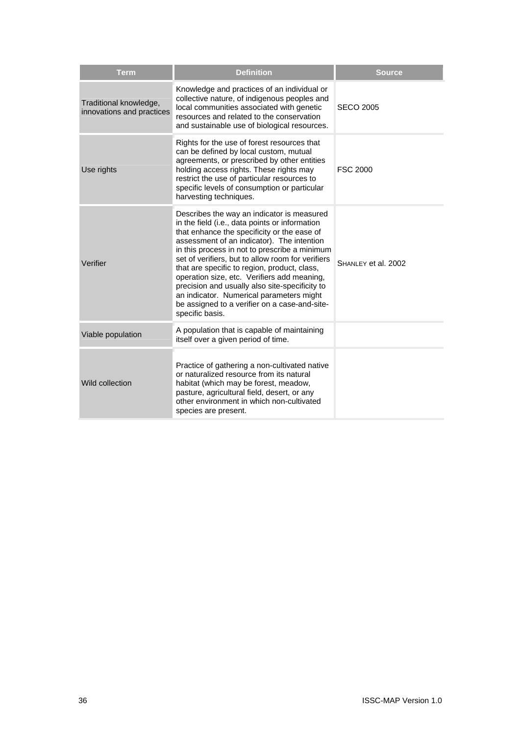| Term | Definition | Source |
|---|---|---|
| Traditional knowledge, innovations and practices | Knowledge and practices of an individual or collective nature, of indigenous peoples and local communities associated with genetic resources and related to the conservation and sustainable use of biological resources. | SECO 2005 |
| Use rights | Rights for the use of forest resources that can be defined by local custom, mutual agreements, or prescribed by other entities holding access rights. These rights may restrict the use of particular resources to specific levels of consumption or particular harvesting techniques. | FSC 2000 |
| Verifier | Describes the way an indicator is measured in the field (i.e., data points or information that enhance the specificity or the ease of assessment of an indicator). The intention in this process in not to prescribe a minimum set of verifiers, but to allow room for verifiers that are specific to region, product, class, operation size, etc. Verifiers add meaning, precision and usually also site-specificity to an indicator. Numerical parameters might be assigned to a verifier on a case-and-site-specific basis. | SHANLEY et al. 2002 |
| Viable population | A population that is capable of maintaining itself over a given period of time. | |
| Wild collection | Practice of gathering a non-cultivated native or naturalized resource from its natural habitat (which may be forest, meadow, pasture, agricultural field, desert, or any other environment in which non-cultivated species are present. | |